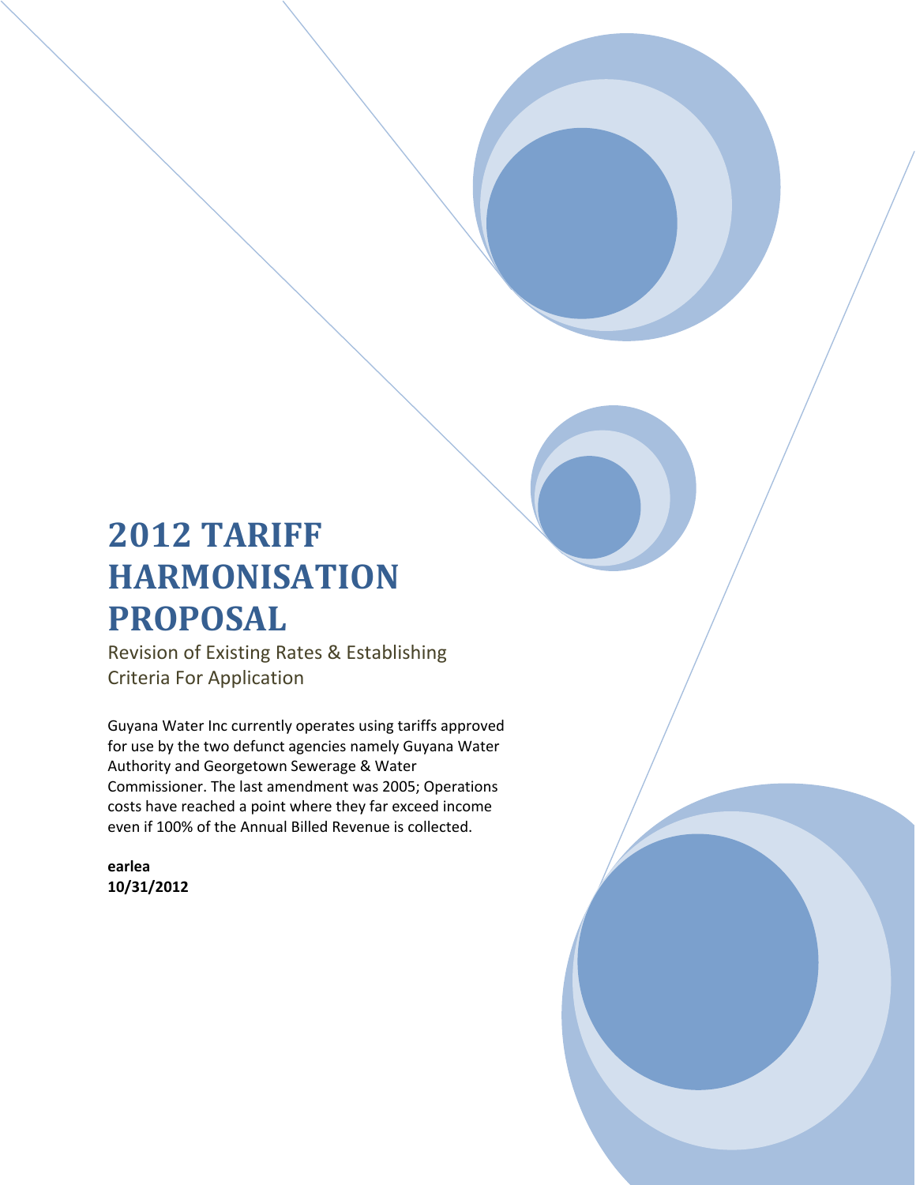# 2012 TARIFF HARMONISATION PROPOSAL

## Revision of Existing Rates & Establishing Criteria For Application

Guyana Water Inc currently operates using tariffs approved for use by the two defunct agencies namely Guyana Water Authority and Georgetown Sewerage & Water Commissioner. The last amendment was 2005; Operations costs have reached a point where they far exceed income even if 100% of the Annual Billed Revenue is collected.

**earlea**
**10/31/2012**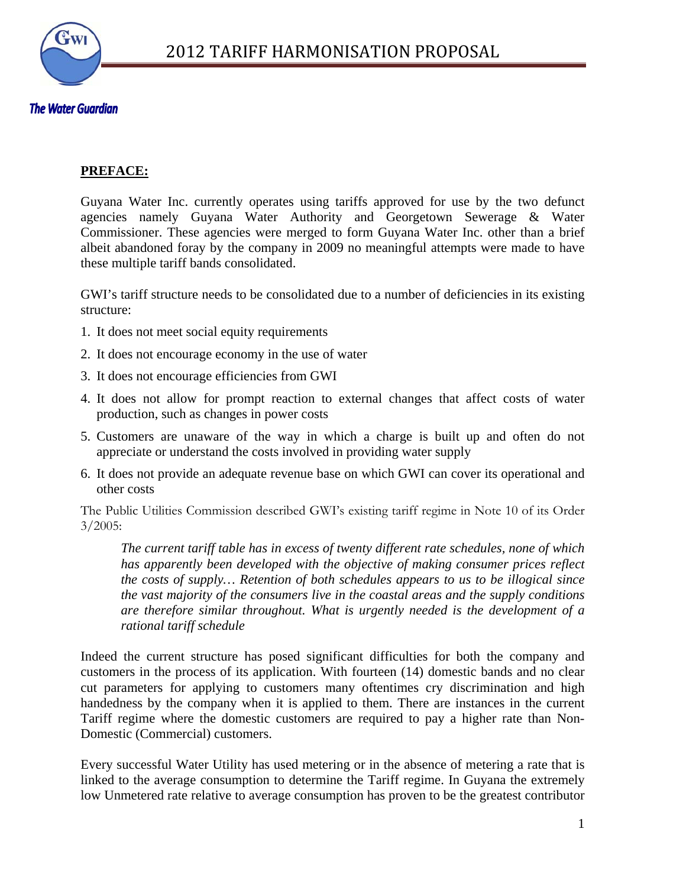**PREFACE:**

Guyana Water Inc. currently operates using tariffs approved for use by the two defunct agencies namely Guyana Water Authority and Georgetown Sewerage & Water Commissioner. These agencies were merged to form Guyana Water Inc. other than a brief albeit abandoned foray by the company in 2009 no meaningful attempts were made to have these multiple tariff bands consolidated.

GWI's tariff structure needs to be consolidated due to a number of deficiencies in its existing structure:

1. It does not meet social equity requirements
2. It does not encourage economy in the use of water
3. It does not encourage efficiencies from GWI
4. It does not allow for prompt reaction to external changes that affect costs of water production, such as changes in power costs
5. Customers are unaware of the way in which a charge is built up and often do not appreciate or understand the costs involved in providing water supply
6. It does not provide an adequate revenue base on which GWI can cover its operational and other costs

The Public Utilities Commission described GWI's existing tariff regime in Note 10 of its Order 3/2005:

> *The current tariff table has in excess of twenty different rate schedules, none of which has apparently been developed with the objective of making consumer prices reflect the costs of supply… Retention of both schedules appears to us to be illogical since the vast majority of the consumers live in the coastal areas and the supply conditions are therefore similar throughout. What is urgently needed is the development of a rational tariff schedule*

Indeed the current structure has posed significant difficulties for both the company and customers in the process of its application. With fourteen (14) domestic bands and no clear cut parameters for applying to customers many oftentimes cry discrimination and high handedness by the company when it is applied to them. There are instances in the current Tariff regime where the domestic customers are required to pay a higher rate than Non-Domestic (Commercial) customers.

Every successful Water Utility has used metering or in the absence of metering a rate that is linked to the average consumption to determine the Tariff regime. In Guyana the extremely low Unmetered rate relative to average consumption has proven to be the greatest contributor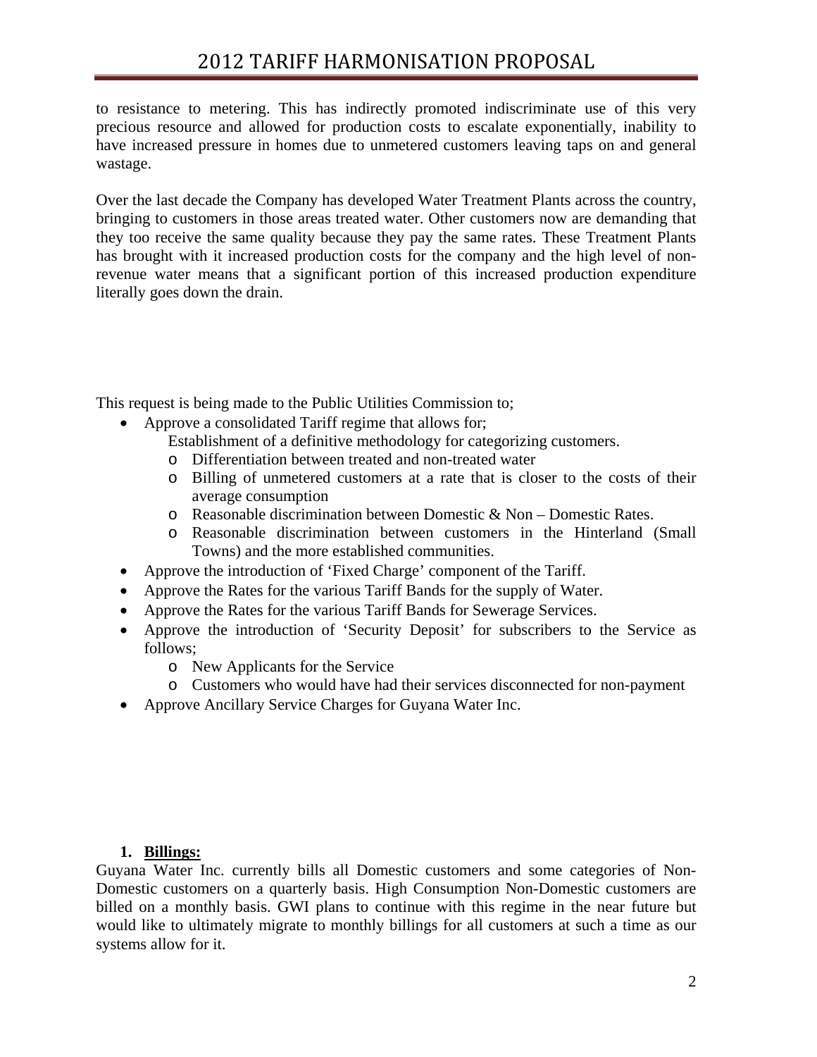to resistance to metering. This has indirectly promoted indiscriminate use of this very precious resource and allowed for production costs to escalate exponentially, inability to have increased pressure in homes due to unmetered customers leaving taps on and general wastage.

Over the last decade the Company has developed Water Treatment Plants across the country, bringing to customers in those areas treated water. Other customers now are demanding that they too receive the same quality because they pay the same rates. These Treatment Plants has brought with it increased production costs for the company and the high level of non-revenue water means that a significant portion of this increased production expenditure literally goes down the drain.

This request is being made to the Public Utilities Commission to;

- Approve a consolidated Tariff regime that allows for;
  Establishment of a definitive methodology for categorizing customers.
  - Differentiation between treated and non-treated water
  - Billing of unmetered customers at a rate that is closer to the costs of their average consumption
  - Reasonable discrimination between Domestic & Non – Domestic Rates.
  - Reasonable discrimination between customers in the Hinterland (Small Towns) and the more established communities.
- Approve the introduction of 'Fixed Charge' component of the Tariff.
- Approve the Rates for the various Tariff Bands for the supply of Water.
- Approve the Rates for the various Tariff Bands for Sewerage Services.
- Approve the introduction of 'Security Deposit' for subscribers to the Service as follows;
  - New Applicants for the Service
  - Customers who would have had their services disconnected for non-payment
- Approve Ancillary Service Charges for Guyana Water Inc.

## 1. **Billings:**

Guyana Water Inc. currently bills all Domestic customers and some categories of Non-Domestic customers on a quarterly basis. High Consumption Non-Domestic customers are billed on a monthly basis. GWI plans to continue with this regime in the near future but would like to ultimately migrate to monthly billings for all customers at such a time as our systems allow for it.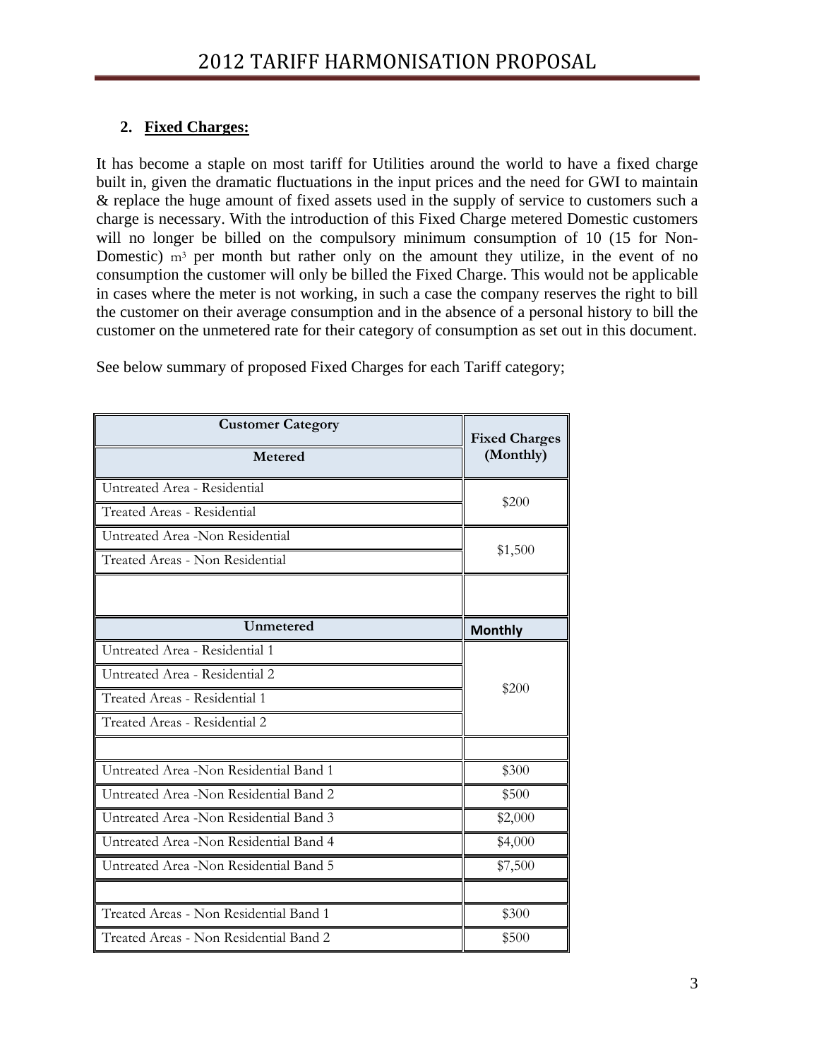## 2. Fixed Charges:

It has become a staple on most tariff for Utilities around the world to have a fixed charge built in, given the dramatic fluctuations in the input prices and the need for GWI to maintain & replace the huge amount of fixed assets used in the supply of service to customers such a charge is necessary. With the introduction of this Fixed Charge metered Domestic customers will no longer be billed on the compulsory minimum consumption of 10 (15 for Non-Domestic) $m^3$ per month but rather only on the amount they utilize, in the event of no consumption the customer will only be billed the Fixed Charge. This would not be applicable in cases where the meter is not working, in such a case the company reserves the right to bill the customer on their average consumption and in the absence of a personal history to bill the customer on the unmetered rate for their category of consumption as set out in this document.

See below summary of proposed Fixed Charges for each Tariff category;

| Customer Category | Fixed Charges (Monthly) |
|---|---|
| **Metered** | |
| Untreated Area - Residential | $200 |
| Treated Areas - Residential | |
| Untreated Area -Non Residential | $1,500 |
| Treated Areas - Non Residential | |
| | |
| **Unmetered** | **Monthly** |
| Untreated Area - Residential 1 | $200 |
| Untreated Area - Residential 2 | |
| Treated Areas - Residential 1 | |
| Treated Areas - Residential 2 | |
| | |
| Untreated Area -Non Residential Band 1 | $300 |
| Untreated Area -Non Residential Band 2 | $500 |
| Untreated Area -Non Residential Band 3 | $2,000 |
| Untreated Area -Non Residential Band 4 | $4,000 |
| Untreated Area -Non Residential Band 5 | $7,500 |
| | |
| Treated Areas - Non Residential Band 1 | $300 |
| Treated Areas - Non Residential Band 2 | $500 |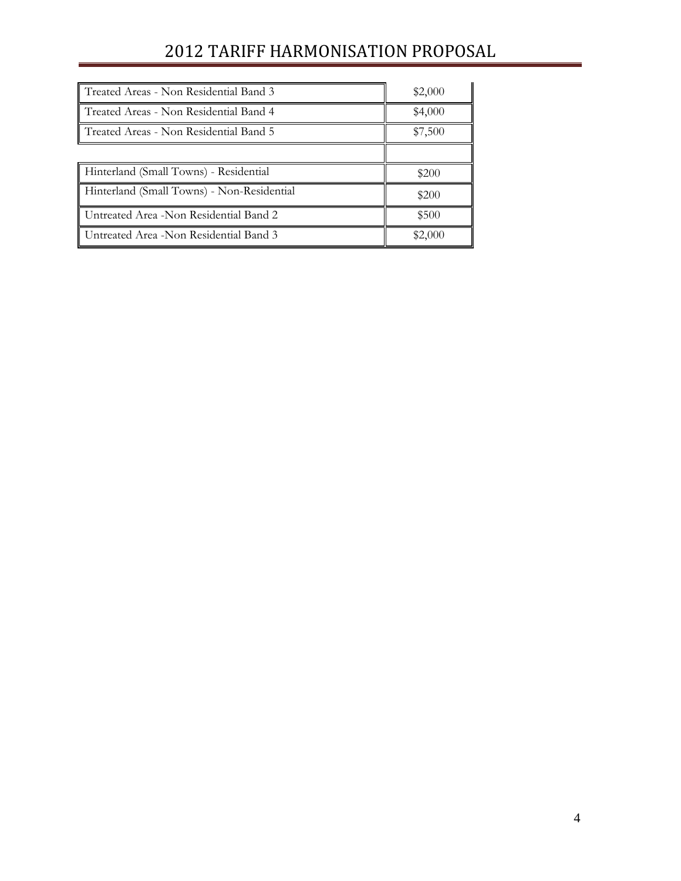| | |
|---|---|
| Treated Areas - Non Residential Band 3 | \$2,000 |
| Treated Areas - Non Residential Band 4 | \$4,000 |
| Treated Areas - Non Residential Band 5 | \$7,500 |
| | |
| Hinterland (Small Towns) - Residential | \$200 |
| Hinterland (Small Towns) - Non-Residential | \$200 |
| Untreated Area -Non Residential Band 2 | \$500 |
| Untreated Area -Non Residential Band 3 | \$2,000 |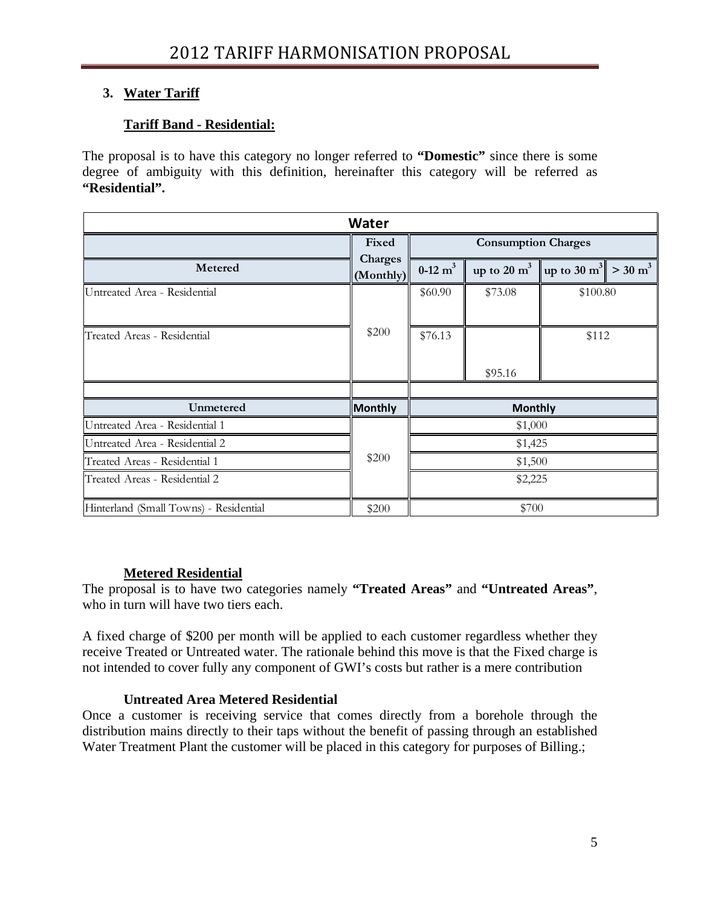# 2012 TARIFF HARMONISATION PROPOSAL

## 3. Water Tariff

### Tariff Band - Residential:

The proposal is to have this category no longer referred to **"Domestic"** since there is some degree of ambiguity with this definition, hereinafter this category will be referred as **"Residential".**

| Water | | | | | |
|---|---|---|---|---|---|
| | Fixed Charges (Monthly) | Consumption Charges | | | |
| Metered | | 0-12 $m^3$ | up to 20 $m^3$ | up to 30 $m^3$ | > 30 $m^3$ |
| Untreated Area - Residential | $200 | $60.90 | $73.08 | $100.80 | |
| Treated Areas - Residential | | $76.13 | $95.16 | $112 | |
| | | | | | |
| Unmetered | Monthly | Monthly | | | |
| Untreated Area - Residential 1 | $200 | $1,000 | | | |
| Untreated Area - Residential 2 | | $1,425 | | | |
| Treated Areas - Residential 1 | | $1,500 | | | |
| Treated Areas - Residential 2 | | $2,225 | | | |
| Hinterland (Small Towns) - Residential | $200 | $700 | | | |

### Metered Residential

The proposal is to have two categories namely **"Treated Areas"** and **"Untreated Areas"**, who in turn will have two tiers each.

A fixed charge of $200 per month will be applied to each customer regardless whether they receive Treated or Untreated water. The rationale behind this move is that the Fixed charge is not intended to cover fully any component of GWI's costs but rather is a mere contribution

#### Untreated Area Metered Residential

Once a customer is receiving service that comes directly from a borehole through the distribution mains directly to their taps without the benefit of passing through an established Water Treatment Plant the customer will be placed in this category for purposes of Billing.;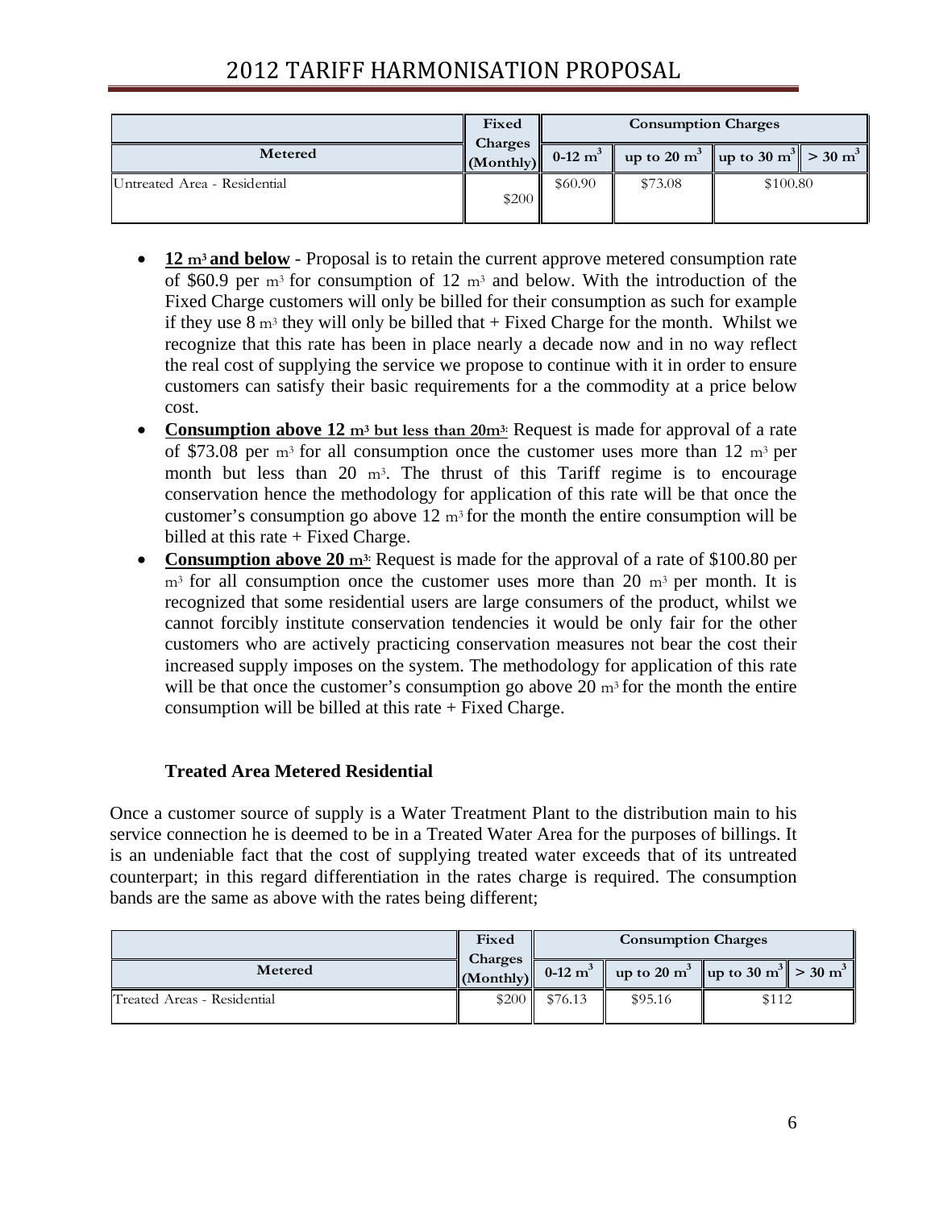| Metered | Fixed Charges (Monthly) | Consumption Charges | | | |
|---|---|---|---|---|---|
| | | 0-12 $m^3$ | up to 20 $m^3$ | up to 30 $m^3$ | > 30 $m^3$ |
| Untreated Area - Residential | $200 | $60.90 | $73.08 | $100.80 | |

- **12 $m^3$ and below** - Proposal is to retain the current approve metered consumption rate of $60.9 per $m^3$ for consumption of 12 $m^3$ and below. With the introduction of the Fixed Charge customers will only be billed for their consumption as such for example if they use 8 $m^3$ they will only be billed that + Fixed Charge for the month. Whilst we recognize that this rate has been in place nearly a decade now and in no way reflect the real cost of supplying the service we propose to continue with it in order to ensure customers can satisfy their basic requirements for a the commodity at a price below cost.
- **Consumption above 12 $m^3$ but less than 20$m^3$:** Request is made for approval of a rate of $73.08 per $m^3$ for all consumption once the customer uses more than 12 $m^3$ per month but less than 20 $m^3$. The thrust of this Tariff regime is to encourage conservation hence the methodology for application of this rate will be that once the customer's consumption go above 12 $m^3$ for the month the entire consumption will be billed at this rate + Fixed Charge.
- **Consumption above 20 $m^3$:** Request is made for the approval of a rate of $100.80 per $m^3$ for all consumption once the customer uses more than 20 $m^3$ per month. It is recognized that some residential users are large consumers of the product, whilst we cannot forcibly institute conservation tendencies it would be only fair for the other customers who are actively practicing conservation measures not bear the cost their increased supply imposes on the system. The methodology for application of this rate will be that once the customer's consumption go above 20 $m^3$ for the month the entire consumption will be billed at this rate + Fixed Charge.

### Treated Area Metered Residential

Once a customer source of supply is a Water Treatment Plant to the distribution main to his service connection he is deemed to be in a Treated Water Area for the purposes of billings. It is an undeniable fact that the cost of supplying treated water exceeds that of its untreated counterpart; in this regard differentiation in the rates charge is required. The consumption bands are the same as above with the rates being different;

| Metered | Fixed Charges (Monthly) | Consumption Charges | | | |
|---|---|---|---|---|---|
| | | 0-12 $m^3$ | up to 20 $m^3$ | up to 30 $m^3$ | > 30 $m^3$ |
| Treated Areas - Residential | $200 | $76.13 | $95.16 | $112 | |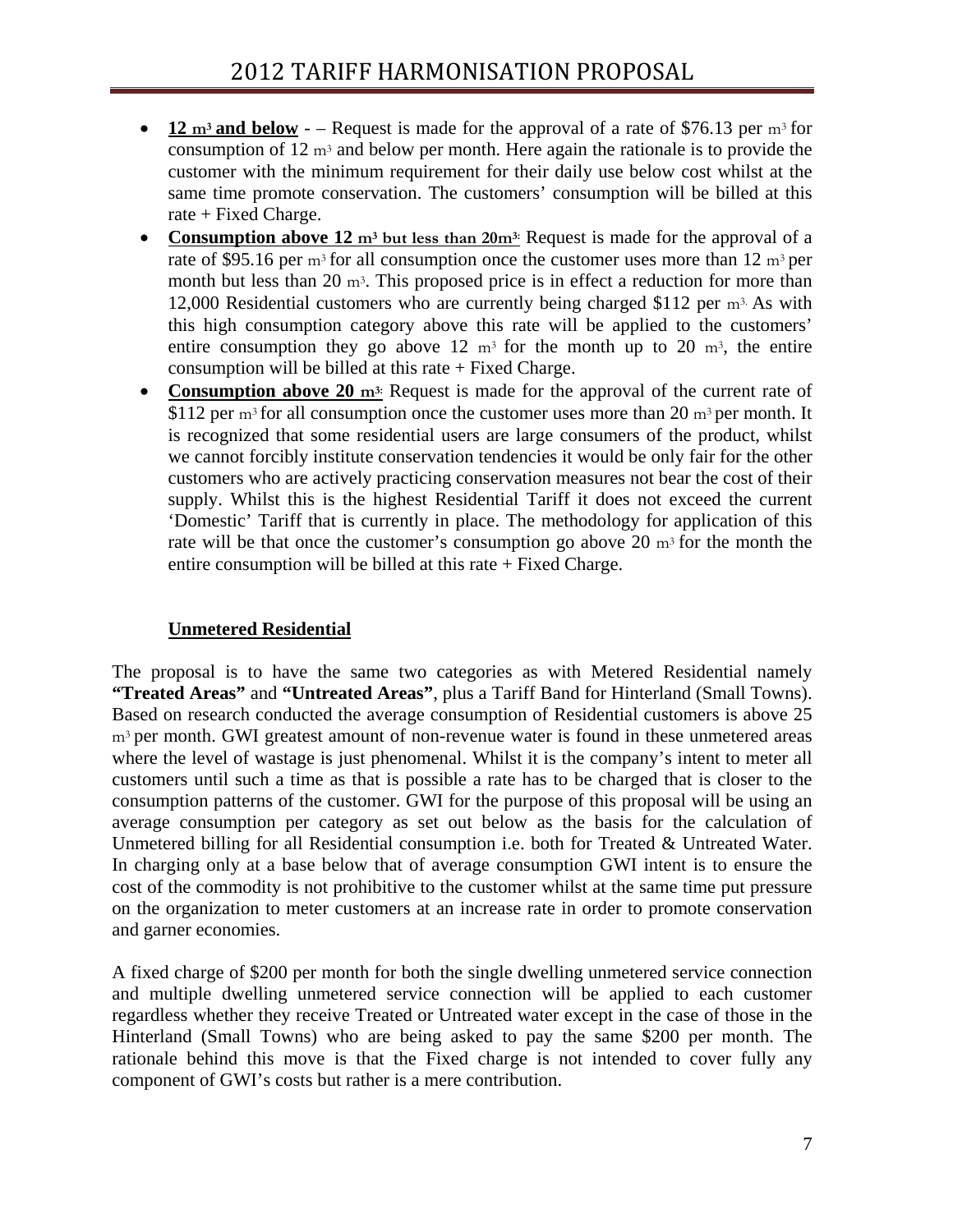- **12 $m^3$ and below** - – Request is made for the approval of a rate of \$76.13 per $m^3$ for consumption of 12 $m^3$ and below per month. Here again the rationale is to provide the customer with the minimum requirement for their daily use below cost whilst at the same time promote conservation. The customers' consumption will be billed at this rate + Fixed Charge.
- **Consumption above 12 $m^3$ but less than 20$m^3$:** Request is made for the approval of a rate of \$95.16 per $m^3$ for all consumption once the customer uses more than 12 $m^3$ per month but less than 20 $m^3$. This proposed price is in effect a reduction for more than 12,000 Residential customers who are currently being charged \$112 per $m^3$. As with this high consumption category above this rate will be applied to the customers' entire consumption they go above 12 $m^3$ for the month up to 20 $m^3$, the entire consumption will be billed at this rate + Fixed Charge.
- **Consumption above 20 $m^3$:** Request is made for the approval of the current rate of \$112 per $m^3$ for all consumption once the customer uses more than 20 $m^3$ per month. It is recognized that some residential users are large consumers of the product, whilst we cannot forcibly institute conservation tendencies it would be only fair for the other customers who are actively practicing conservation measures not bear the cost of their supply. Whilst this is the highest Residential Tariff it does not exceed the current 'Domestic' Tariff that is currently in place. The methodology for application of this rate will be that once the customer's consumption go above 20 $m^3$ for the month the entire consumption will be billed at this rate + Fixed Charge.

**Unmetered Residential**

The proposal is to have the same two categories as with Metered Residential namely **"Treated Areas"** and **"Untreated Areas"**, plus a Tariff Band for Hinterland (Small Towns). Based on research conducted the average consumption of Residential customers is above 25 $m^3$ per month. GWI greatest amount of non-revenue water is found in these unmetered areas where the level of wastage is just phenomenal. Whilst it is the company's intent to meter all customers until such a time as that is possible a rate has to be charged that is closer to the consumption patterns of the customer. GWI for the purpose of this proposal will be using an average consumption per category as set out below as the basis for the calculation of Unmetered billing for all Residential consumption i.e. both for Treated & Untreated Water. In charging only at a base below that of average consumption GWI intent is to ensure the cost of the commodity is not prohibitive to the customer whilst at the same time put pressure on the organization to meter customers at an increase rate in order to promote conservation and garner economies.

A fixed charge of \$200 per month for both the single dwelling unmetered service connection and multiple dwelling unmetered service connection will be applied to each customer regardless whether they receive Treated or Untreated water except in the case of those in the Hinterland (Small Towns) who are being asked to pay the same \$200 per month. The rationale behind this move is that the Fixed charge is not intended to cover fully any component of GWI's costs but rather is a mere contribution.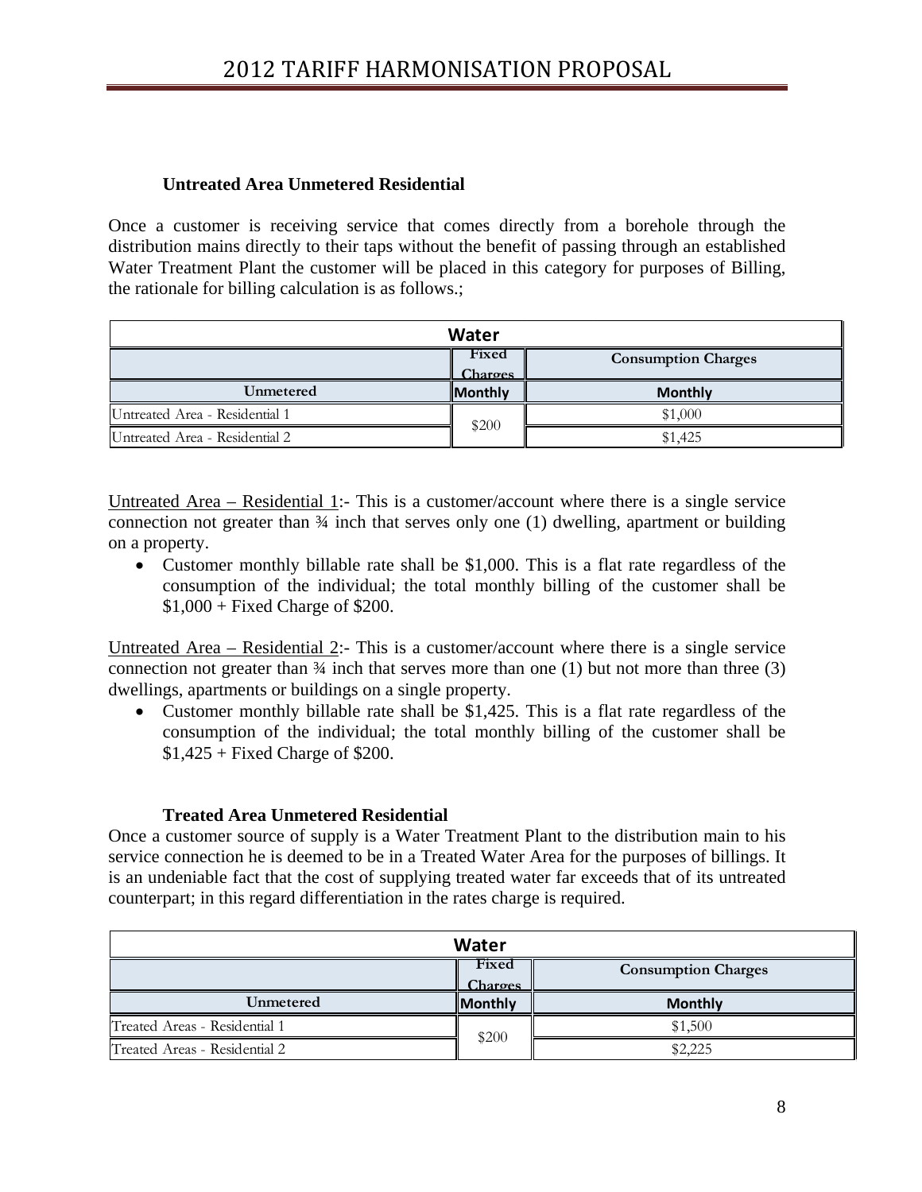### Untreated Area Unmetered Residential

Once a customer is receiving service that comes directly from a borehole through the distribution mains directly to their taps without the benefit of passing through an established Water Treatment Plant the customer will be placed in this category for purposes of Billing, the rationale for billing calculation is as follows.;

| Water | | |
|---|---|---|
| | Fixed Charges | Consumption Charges |
| Unmetered | Monthly | Monthly |
| Untreated Area - Residential 1 | $200 | $1,000 |
| Untreated Area - Residential 2 | | $1,425 |

Untreated Area – Residential 1:- This is a customer/account where there is a single service connection not greater than ¾ inch that serves only one (1) dwelling, apartment or building on a property.

- Customer monthly billable rate shall be $1,000. This is a flat rate regardless of the consumption of the individual; the total monthly billing of the customer shall be $1,000 + Fixed Charge of $200.

Untreated Area – Residential 2:- This is a customer/account where there is a single service connection not greater than ¾ inch that serves more than one (1) but not more than three (3) dwellings, apartments or buildings on a single property.

- Customer monthly billable rate shall be $1,425. This is a flat rate regardless of the consumption of the individual; the total monthly billing of the customer shall be $1,425 + Fixed Charge of $200.

### Treated Area Unmetered Residential

Once a customer source of supply is a Water Treatment Plant to the distribution main to his service connection he is deemed to be in a Treated Water Area for the purposes of billings. It is an undeniable fact that the cost of supplying treated water far exceeds that of its untreated counterpart; in this regard differentiation in the rates charge is required.

| Water | | |
|---|---|---|
| | Fixed Charges | Consumption Charges |
| Unmetered | Monthly | Monthly |
| Treated Areas - Residential 1 | $200 | $1,500 |
| Treated Areas - Residential 2 | | $2,225 |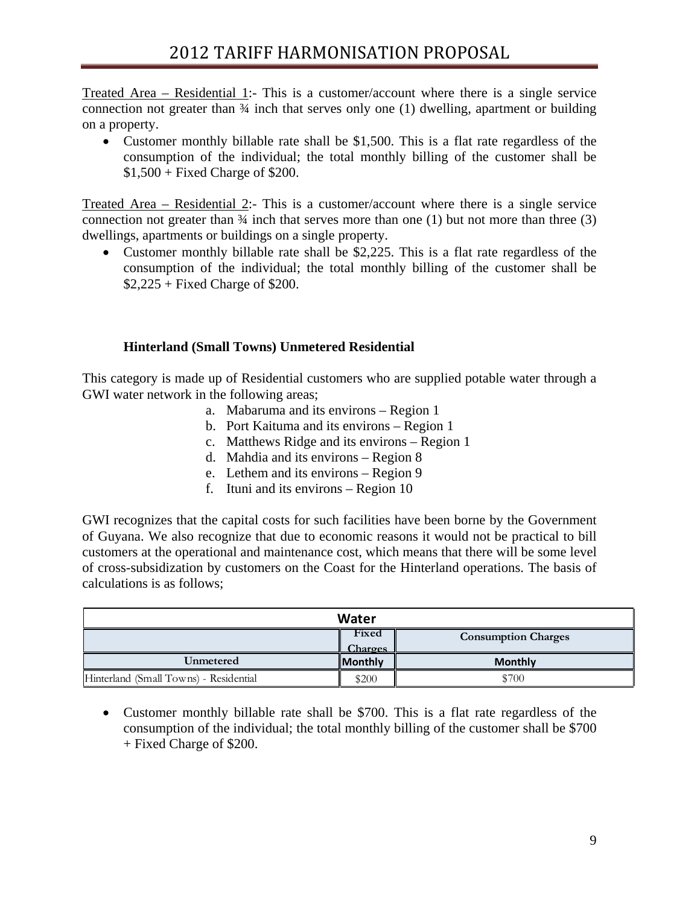<u>Treated Area – Residential 1</u>:- This is a customer/account where there is a single service connection not greater than ¾ inch that serves only one (1) dwelling, apartment or building on a property.

- Customer monthly billable rate shall be $1,500. This is a flat rate regardless of the consumption of the individual; the total monthly billing of the customer shall be $1,500 + Fixed Charge of $200.

<u>Treated Area – Residential 2</u>:- This is a customer/account where there is a single service connection not greater than ¾ inch that serves more than one (1) but not more than three (3) dwellings, apartments or buildings on a single property.

- Customer monthly billable rate shall be $2,225. This is a flat rate regardless of the consumption of the individual; the total monthly billing of the customer shall be $2,225 + Fixed Charge of $200.

**Hinterland (Small Towns) Unmetered Residential**

This category is made up of Residential customers who are supplied potable water through a GWI water network in the following areas;

a. Mabaruma and its environs – Region 1
b. Port Kaituma and its environs – Region 1
c. Matthews Ridge and its environs – Region 1
d. Mahdia and its environs – Region 8
e. Lethem and its environs – Region 9
f. Ituni and its environs – Region 10

GWI recognizes that the capital costs for such facilities have been borne by the Government of Guyana. We also recognize that due to economic reasons it would not be practical to bill customers at the operational and maintenance cost, which means that there will be some level of cross-subsidization by customers on the Coast for the Hinterland operations. The basis of calculations is as follows;

| Water | | |
|---|---|---|
| | Fixed Charges | Consumption Charges |
| Unmetered | Monthly | Monthly |
| Hinterland (Small Towns) - Residential | $200 | $700 |

- Customer monthly billable rate shall be $700. This is a flat rate regardless of the consumption of the individual; the total monthly billing of the customer shall be $700 + Fixed Charge of $200.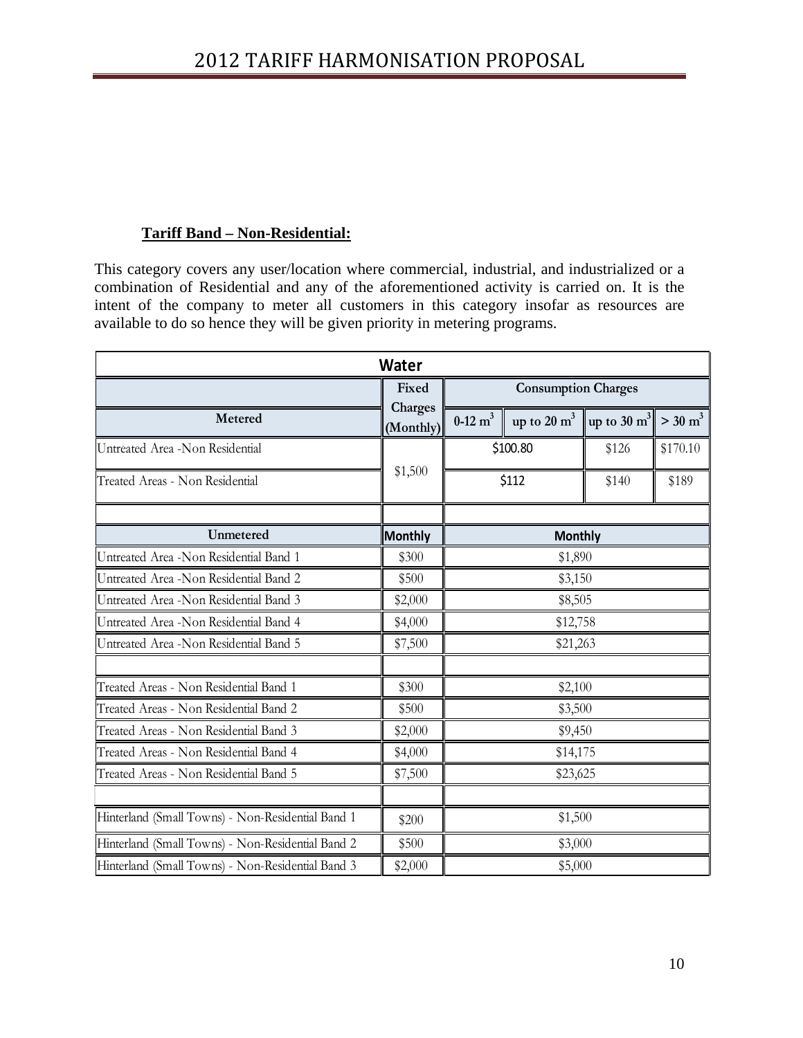**Tariff Band – Non-Residential:**

This category covers any user/location where commercial, industrial, and industrialized or a combination of Residential and any of the aforementioned activity is carried on. It is the intent of the company to meter all customers in this category insofar as resources are available to do so hence they will be given priority in metering programs.

| Water | | | | | |
|---|---|---|---|---|---|
| | Fixed Charges (Monthly) | Consumption Charges | | | |
| Metered | | 0-12 $m^3$ | up to 20 $m^3$ | up to 30 $m^3$ | > 30 $m^3$ |
| Untreated Area -Non Residential | $1,500 | $100.80 | | $126 | $170.10 |
| Treated Areas - Non Residential | | $112 | | $140 | $189 |
| | | | | | |
| Unmetered | Monthly | Monthly | | | |
| Untreated Area -Non Residential Band 1 | $300 | $1,890 | | | |
| Untreated Area -Non Residential Band 2 | $500 | $3,150 | | | |
| Untreated Area -Non Residential Band 3 | $2,000 | $8,505 | | | |
| Untreated Area -Non Residential Band 4 | $4,000 | $12,758 | | | |
| Untreated Area -Non Residential Band 5 | $7,500 | $21,263 | | | |
| | | | | | |
| Treated Areas - Non Residential Band 1 | $300 | $2,100 | | | |
| Treated Areas - Non Residential Band 2 | $500 | $3,500 | | | |
| Treated Areas - Non Residential Band 3 | $2,000 | $9,450 | | | |
| Treated Areas - Non Residential Band 4 | $4,000 | $14,175 | | | |
| Treated Areas - Non Residential Band 5 | $7,500 | $23,625 | | | |
| | | | | | |
| Hinterland (Small Towns) - Non-Residential Band 1 | $200 | $1,500 | | | |
| Hinterland (Small Towns) - Non-Residential Band 2 | $500 | $3,000 | | | |
| Hinterland (Small Towns) - Non-Residential Band 3 | $2,000 | $5,000 | | | |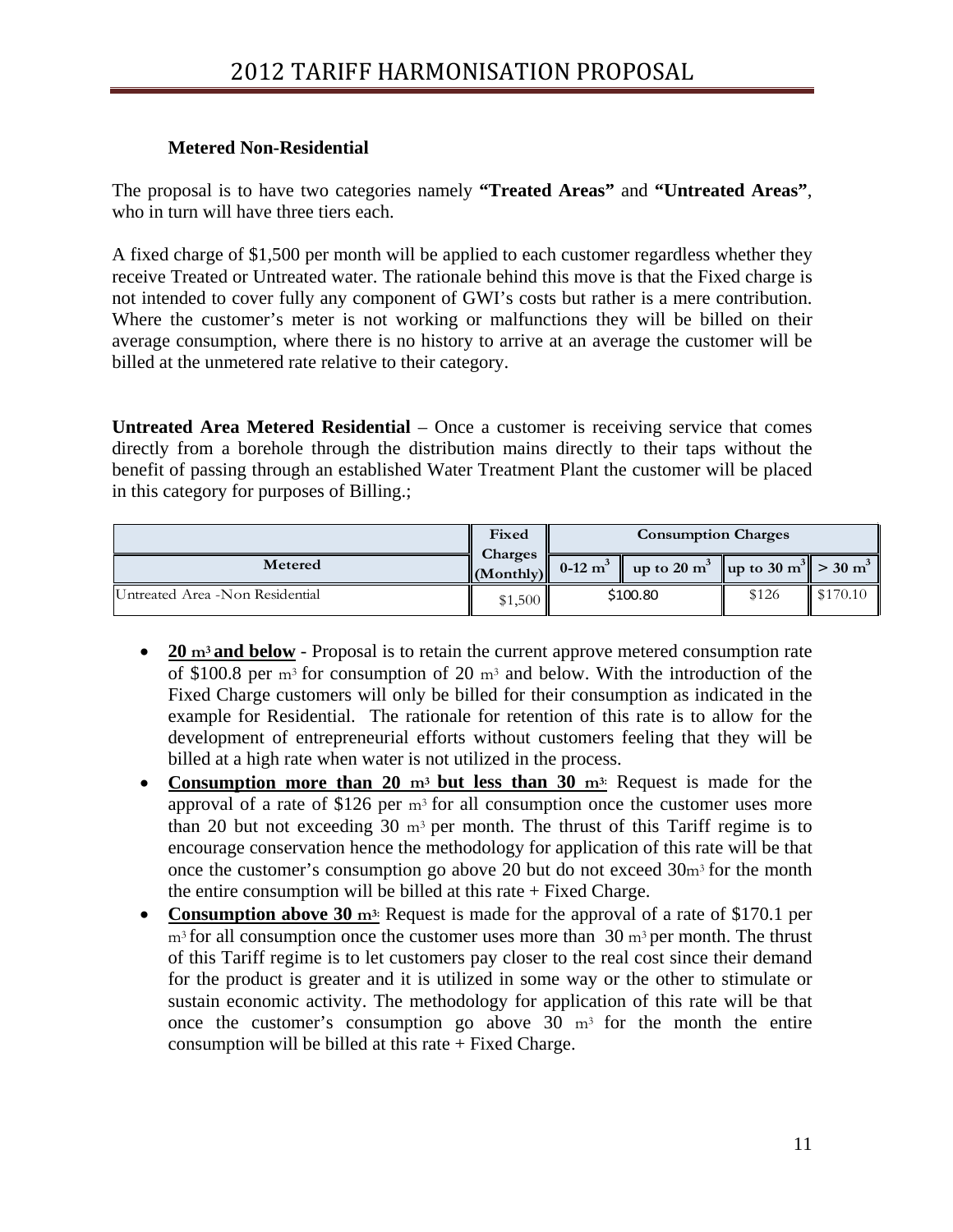**Metered Non-Residential**

The proposal is to have two categories namely **"Treated Areas"** and **"Untreated Areas"**, who in turn will have three tiers each.

A fixed charge of $1,500 per month will be applied to each customer regardless whether they receive Treated or Untreated water. The rationale behind this move is that the Fixed charge is not intended to cover fully any component of GWI's costs but rather is a mere contribution. Where the customer's meter is not working or malfunctions they will be billed on their average consumption, where there is no history to arrive at an average the customer will be billed at the unmetered rate relative to their category.

**Untreated Area Metered Residential** – Once a customer is receiving service that comes directly from a borehole through the distribution mains directly to their taps without the benefit of passing through an established Water Treatment Plant the customer will be placed in this category for purposes of Billing.;

| | Fixed Charges | Consumption Charges | | | |
|---|---|---|---|---|---|
| Metered | (Monthly) | 0-12 $m^3$ | up to 20 $m^3$ | up to 30 $m^3$ | > 30 $m^3$ |
| Untreated Area -Non Residential | $1,500 | $100.80 | | $126 | $170.10 |

- **20 $m^3$ and below** - Proposal is to retain the current approve metered consumption rate of $100.8 per $m^3$ for consumption of 20 $m^3$ and below. With the introduction of the Fixed Charge customers will only be billed for their consumption as indicated in the example for Residential. The rationale for retention of this rate is to allow for the development of entrepreneurial efforts without customers feeling that they will be billed at a high rate when water is not utilized in the process.
- **Consumption more than 20 $m^3$ but less than 30 $m^3$:** Request is made for the approval of a rate of $126 per $m^3$ for all consumption once the customer uses more than 20 but not exceeding 30 $m^3$ per month. The thrust of this Tariff regime is to encourage conservation hence the methodology for application of this rate will be that once the customer's consumption go above 20 but do not exceed 30$m^3$ for the month the entire consumption will be billed at this rate + Fixed Charge.
- **Consumption above 30 $m^3$:** Request is made for the approval of a rate of $170.1 per $m^3$ for all consumption once the customer uses more than 30 $m^3$ per month. The thrust of this Tariff regime is to let customers pay closer to the real cost since their demand for the product is greater and it is utilized in some way or the other to stimulate or sustain economic activity. The methodology for application of this rate will be that once the customer's consumption go above 30 $m^3$ for the month the entire consumption will be billed at this rate + Fixed Charge.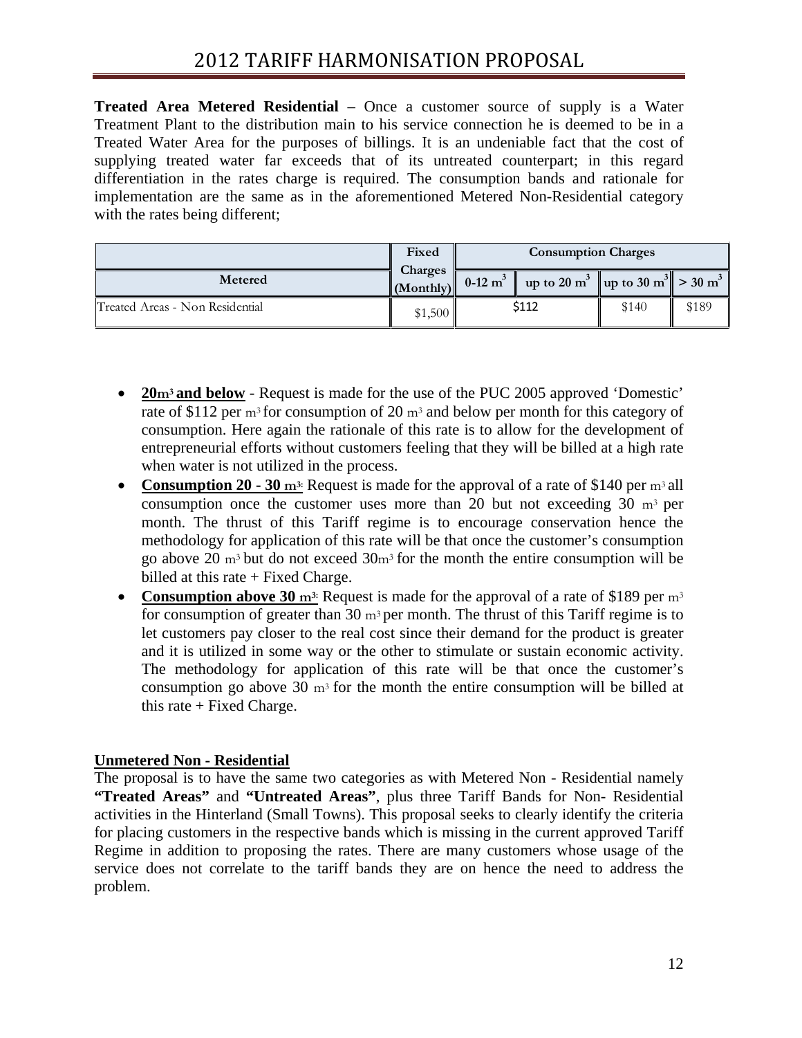**Treated Area Metered Residential** – Once a customer source of supply is a Water Treatment Plant to the distribution main to his service connection he is deemed to be in a Treated Water Area for the purposes of billings. It is an undeniable fact that the cost of supplying treated water far exceeds that of its untreated counterpart; in this regard differentiation in the rates charge is required. The consumption bands and rationale for implementation are the same as in the aforementioned Metered Non-Residential category with the rates being different;

| | Fixed Charges (Monthly) | Consumption Charges | | | |
|---|---|---|---|---|---|
| Metered | | 0-12 $m^3$ | up to 20 $m^3$ | up to 30 $m^3$ | > 30 $m^3$ |
| Treated Areas - Non Residential | \$1,500 | \$112 | | \$140 | \$189 |

- **20m³ and below** - Request is made for the use of the PUC 2005 approved 'Domestic' rate of \$112 per $m^3$ for consumption of 20 $m^3$ and below per month for this category of consumption. Here again the rationale of this rate is to allow for the development of entrepreneurial efforts without customers feeling that they will be billed at a high rate when water is not utilized in the process.
- **Consumption 20 - 30 m³:** Request is made for the approval of a rate of \$140 per $m^3$ all consumption once the customer uses more than 20 but not exceeding 30 $m^3$ per month. The thrust of this Tariff regime is to encourage conservation hence the methodology for application of this rate will be that once the customer's consumption go above 20 $m^3$ but do not exceed 30$m^3$ for the month the entire consumption will be billed at this rate + Fixed Charge.
- **Consumption above 30 m³:** Request is made for the approval of a rate of \$189 per $m^3$ for consumption of greater than 30 $m^3$ per month. The thrust of this Tariff regime is to let customers pay closer to the real cost since their demand for the product is greater and it is utilized in some way or the other to stimulate or sustain economic activity. The methodology for application of this rate will be that once the customer's consumption go above 30 $m^3$ for the month the entire consumption will be billed at this rate + Fixed Charge.

**Unmetered Non - Residential**

The proposal is to have the same two categories as with Metered Non - Residential namely **"Treated Areas"** and **"Untreated Areas"**, plus three Tariff Bands for Non- Residential activities in the Hinterland (Small Towns). This proposal seeks to clearly identify the criteria for placing customers in the respective bands which is missing in the current approved Tariff Regime in addition to proposing the rates. There are many customers whose usage of the service does not correlate to the tariff bands they are on hence the need to address the problem.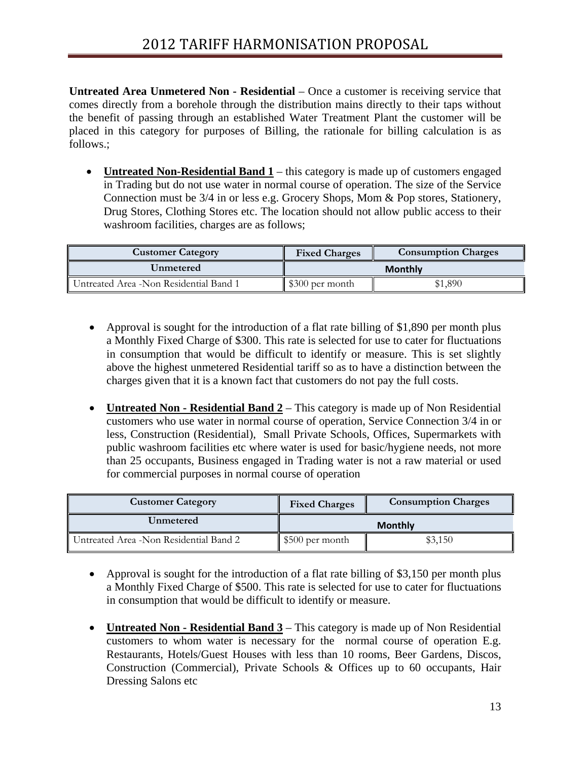**Untreated Area Unmetered Non - Residential** – Once a customer is receiving service that comes directly from a borehole through the distribution mains directly to their taps without the benefit of passing through an established Water Treatment Plant the customer will be placed in this category for purposes of Billing, the rationale for billing calculation is as follows.;

- **<u>Untreated Non-Residential Band 1</u>** – this category is made up of customers engaged in Trading but do not use water in normal course of operation. The size of the Service Connection must be 3/4 in or less e.g. Grocery Shops, Mom & Pop stores, Stationery, Drug Stores, Clothing Stores etc. The location should not allow public access to their washroom facilities, charges are as follows;

| Customer Category | Fixed Charges | Consumption Charges |
|---|---|---|
| Unmetered | Monthly | |
| Untreated Area -Non Residential Band 1 | $300 per month | $1,890 |

- Approval is sought for the introduction of a flat rate billing of $1,890 per month plus a Monthly Fixed Charge of $300. This rate is selected for use to cater for fluctuations in consumption that would be difficult to identify or measure. This is set slightly above the highest unmetered Residential tariff so as to have a distinction between the charges given that it is a known fact that customers do not pay the full costs.

- **<u>Untreated Non - Residential Band 2</u>** – This category is made up of Non Residential customers who use water in normal course of operation, Service Connection 3/4 in or less, Construction (Residential), Small Private Schools, Offices, Supermarkets with public washroom facilities etc where water is used for basic/hygiene needs, not more than 25 occupants, Business engaged in Trading water is not a raw material or used for commercial purposes in normal course of operation

| Customer Category | Fixed Charges | Consumption Charges |
|---|---|---|
| Unmetered | Monthly | |
| Untreated Area -Non Residential Band 2 | $500 per month | $3,150 |

- Approval is sought for the introduction of a flat rate billing of $3,150 per month plus a Monthly Fixed Charge of $500. This rate is selected for use to cater for fluctuations in consumption that would be difficult to identify or measure.

- **<u>Untreated Non - Residential Band 3</u>** – This category is made up of Non Residential customers to whom water is necessary for the normal course of operation E.g. Restaurants, Hotels/Guest Houses with less than 10 rooms, Beer Gardens, Discos, Construction (Commercial), Private Schools & Offices up to 60 occupants, Hair Dressing Salons etc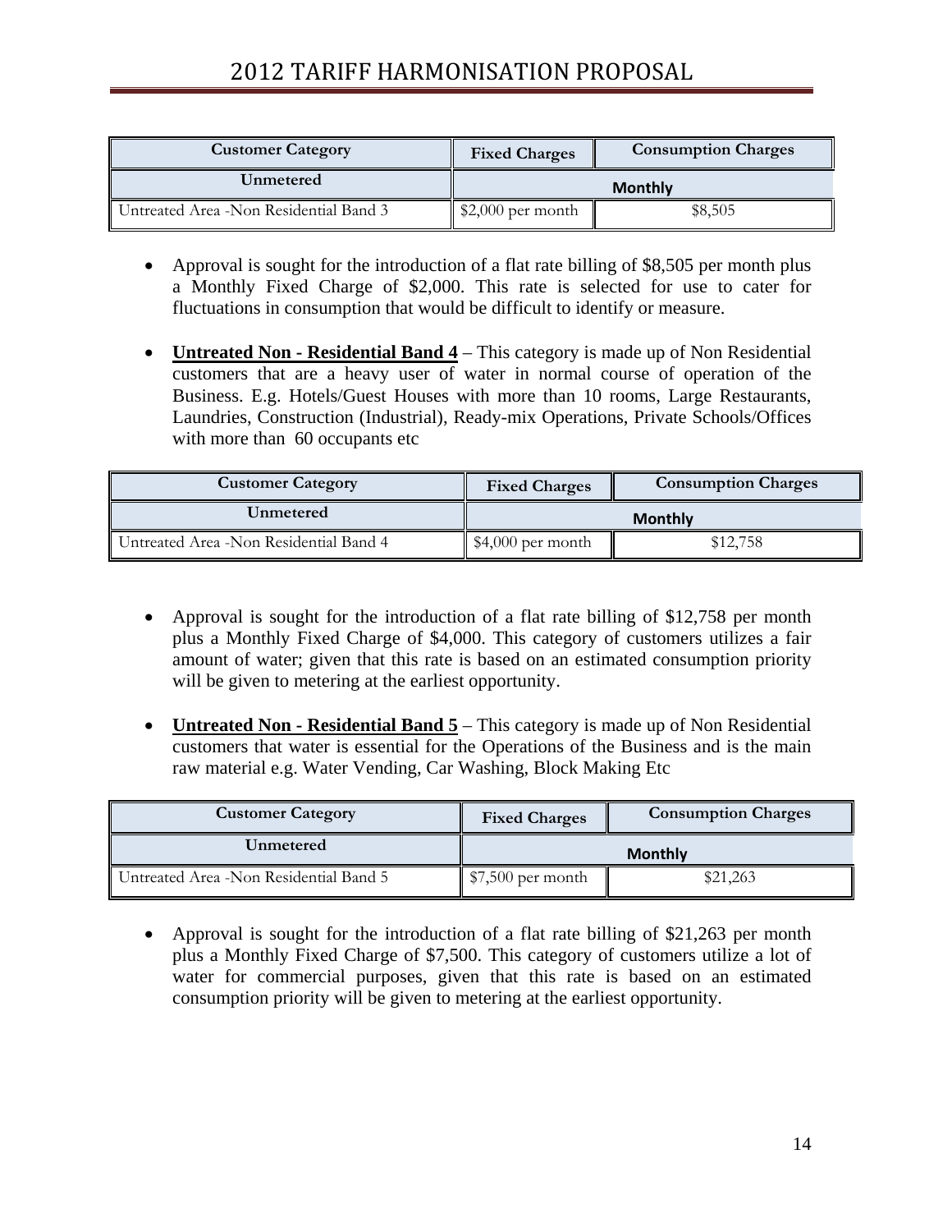| Customer Category | Fixed Charges | Consumption Charges |
|---|---|---|
| Unmetered | Monthly | |
| Untreated Area -Non Residential Band 3 | $2,000 per month | $8,505 |

- Approval is sought for the introduction of a flat rate billing of $8,505 per month plus a Monthly Fixed Charge of $2,000. This rate is selected for use to cater for fluctuations in consumption that would be difficult to identify or measure.

- **<u>Untreated Non - Residential Band 4</u>** – This category is made up of Non Residential customers that are a heavy user of water in normal course of operation of the Business. E.g. Hotels/Guest Houses with more than 10 rooms, Large Restaurants, Laundries, Construction (Industrial), Ready-mix Operations, Private Schools/Offices with more than 60 occupants etc

| Customer Category | Fixed Charges | Consumption Charges |
|---|---|---|
| Unmetered | Monthly | |
| Untreated Area -Non Residential Band 4 | $4,000 per month | $12,758 |

- Approval is sought for the introduction of a flat rate billing of $12,758 per month plus a Monthly Fixed Charge of $4,000. This category of customers utilizes a fair amount of water; given that this rate is based on an estimated consumption priority will be given to metering at the earliest opportunity.

- **<u>Untreated Non - Residential Band 5</u>** – This category is made up of Non Residential customers that water is essential for the Operations of the Business and is the main raw material e.g. Water Vending, Car Washing, Block Making Etc

| Customer Category | Fixed Charges | Consumption Charges |
|---|---|---|
| Unmetered | Monthly | |
| Untreated Area -Non Residential Band 5 | $7,500 per month | $21,263 |

- Approval is sought for the introduction of a flat rate billing of $21,263 per month plus a Monthly Fixed Charge of $7,500. This category of customers utilize a lot of water for commercial purposes, given that this rate is based on an estimated consumption priority will be given to metering at the earliest opportunity.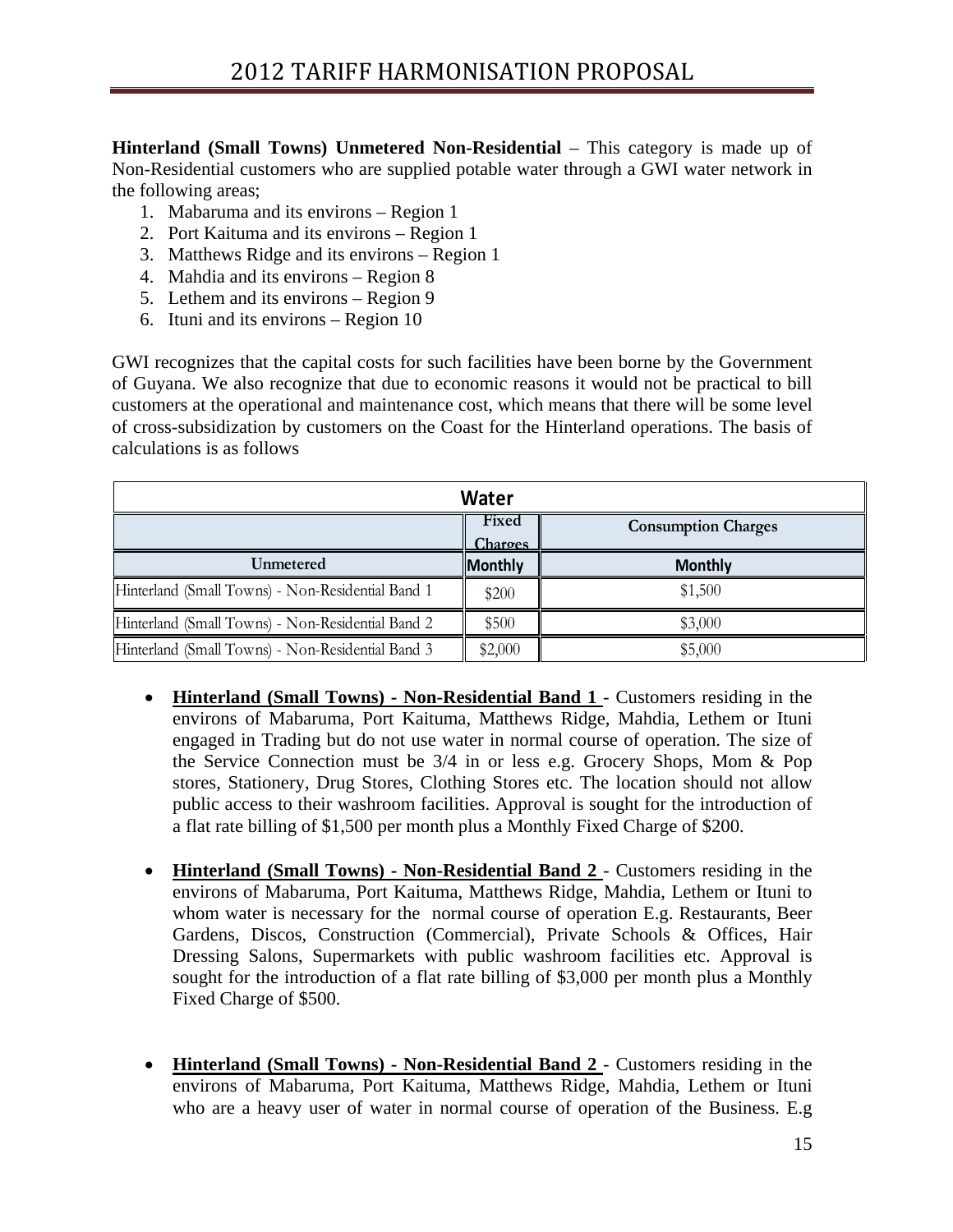**Hinterland (Small Towns) Unmetered Non-Residential** – This category is made up of Non-Residential customers who are supplied potable water through a GWI water network in the following areas;

1. Mabaruma and its environs – Region 1
2. Port Kaituma and its environs – Region 1
3. Matthews Ridge and its environs – Region 1
4. Mahdia and its environs – Region 8
5. Lethem and its environs – Region 9
6. Ituni and its environs – Region 10

GWI recognizes that the capital costs for such facilities have been borne by the Government of Guyana. We also recognize that due to economic reasons it would not be practical to bill customers at the operational and maintenance cost, which means that there will be some level of cross-subsidization by customers on the Coast for the Hinterland operations. The basis of calculations is as follows

| Water | | |
|---|---|---|
| | Fixed Charges | Consumption Charges |
| Unmetered | Monthly | Monthly |
| Hinterland (Small Towns) - Non-Residential Band 1 | $200 | $1,500 |
| Hinterland (Small Towns) - Non-Residential Band 2 | $500 | $3,000 |
| Hinterland (Small Towns) - Non-Residential Band 3 | $2,000 | $5,000 |

- **Hinterland (Small Towns) - Non-Residential Band 1** - Customers residing in the environs of Mabaruma, Port Kaituma, Matthews Ridge, Mahdia, Lethem or Ituni engaged in Trading but do not use water in normal course of operation. The size of the Service Connection must be 3/4 in or less e.g. Grocery Shops, Mom & Pop stores, Stationery, Drug Stores, Clothing Stores etc. The location should not allow public access to their washroom facilities. Approval is sought for the introduction of a flat rate billing of $1,500 per month plus a Monthly Fixed Charge of $200.

- **Hinterland (Small Towns) - Non-Residential Band 2** - Customers residing in the environs of Mabaruma, Port Kaituma, Matthews Ridge, Mahdia, Lethem or Ituni to whom water is necessary for the normal course of operation E.g. Restaurants, Beer Gardens, Discos, Construction (Commercial), Private Schools & Offices, Hair Dressing Salons, Supermarkets with public washroom facilities etc. Approval is sought for the introduction of a flat rate billing of $3,000 per month plus a Monthly Fixed Charge of $500.

- **Hinterland (Small Towns) - Non-Residential Band 2** - Customers residing in the environs of Mabaruma, Port Kaituma, Matthews Ridge, Mahdia, Lethem or Ituni who are a heavy user of water in normal course of operation of the Business. E.g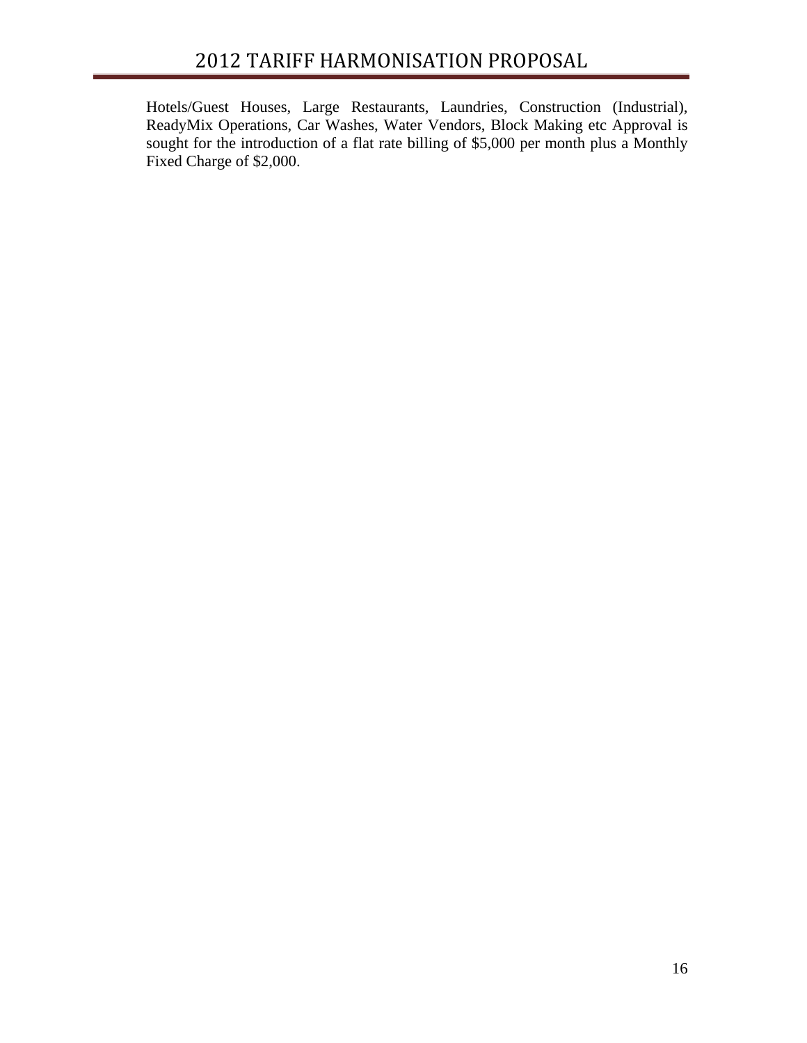Hotels/Guest Houses, Large Restaurants, Laundries, Construction (Industrial), ReadyMix Operations, Car Washes, Water Vendors, Block Making etc Approval is sought for the introduction of a flat rate billing of $5,000 per month plus a Monthly Fixed Charge of $2,000.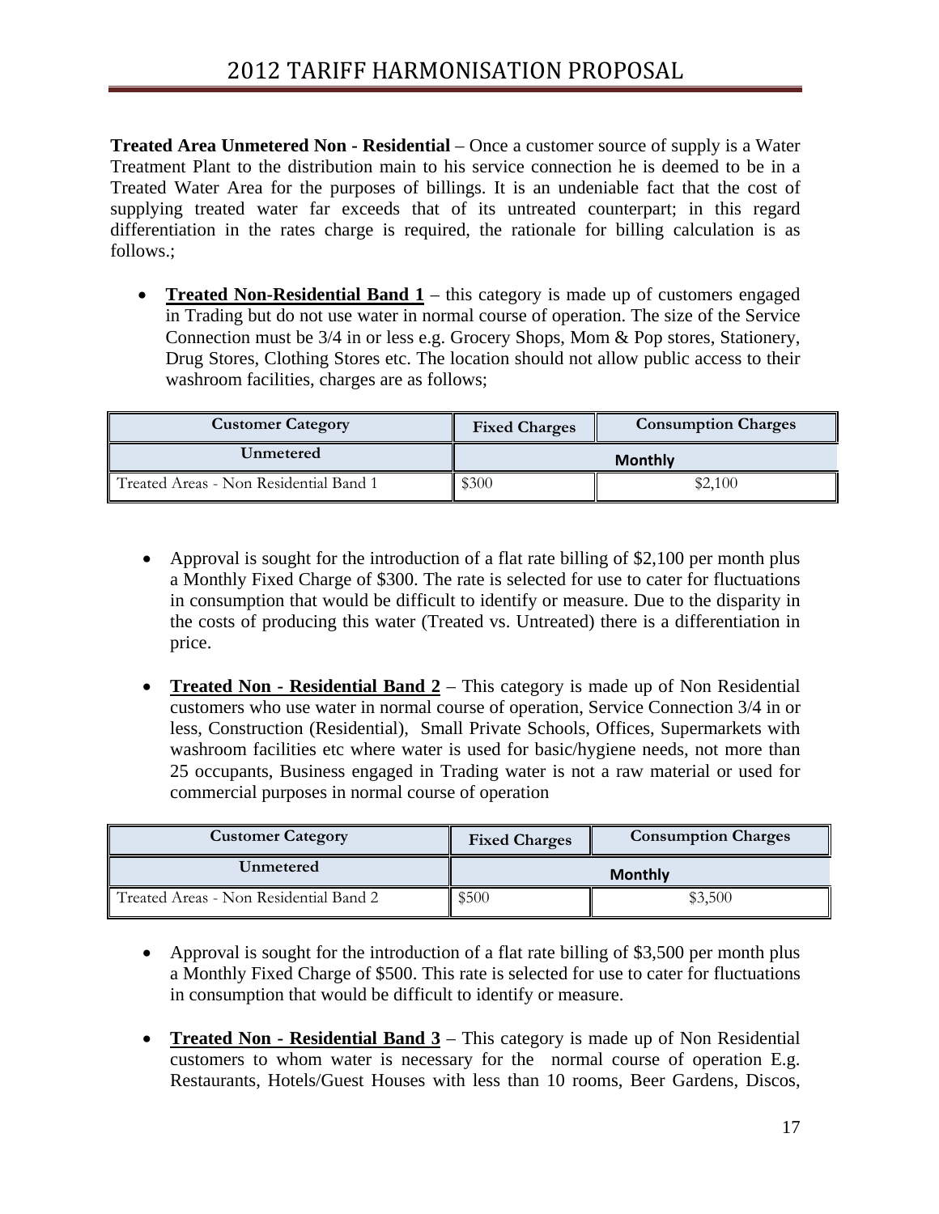**Treated Area Unmetered Non - Residential** – Once a customer source of supply is a Water Treatment Plant to the distribution main to his service connection he is deemed to be in a Treated Water Area for the purposes of billings. It is an undeniable fact that the cost of supplying treated water far exceeds that of its untreated counterpart; in this regard differentiation in the rates charge is required, the rationale for billing calculation is as follows.;

- **Treated Non-Residential Band 1** – this category is made up of customers engaged in Trading but do not use water in normal course of operation. The size of the Service Connection must be 3/4 in or less e.g. Grocery Shops, Mom & Pop stores, Stationery, Drug Stores, Clothing Stores etc. The location should not allow public access to their washroom facilities, charges are as follows;

| Customer Category | Fixed Charges | Consumption Charges |
|---|---|---|
| Unmetered | Monthly | |
| Treated Areas - Non Residential Band 1 | $300 | $2,100 |

- Approval is sought for the introduction of a flat rate billing of $2,100 per month plus a Monthly Fixed Charge of $300. The rate is selected for use to cater for fluctuations in consumption that would be difficult to identify or measure. Due to the disparity in the costs of producing this water (Treated vs. Untreated) there is a differentiation in price.

- **Treated Non - Residential Band 2** – This category is made up of Non Residential customers who use water in normal course of operation, Service Connection 3/4 in or less, Construction (Residential), Small Private Schools, Offices, Supermarkets with washroom facilities etc where water is used for basic/hygiene needs, not more than 25 occupants, Business engaged in Trading water is not a raw material or used for commercial purposes in normal course of operation

| Customer Category | Fixed Charges | Consumption Charges |
|---|---|---|
| Unmetered | Monthly | |
| Treated Areas - Non Residential Band 2 | $500 | $3,500 |

- Approval is sought for the introduction of a flat rate billing of $3,500 per month plus a Monthly Fixed Charge of $500. This rate is selected for use to cater for fluctuations in consumption that would be difficult to identify or measure.

- **Treated Non - Residential Band 3** – This category is made up of Non Residential customers to whom water is necessary for the normal course of operation E.g. Restaurants, Hotels/Guest Houses with less than 10 rooms, Beer Gardens, Discos,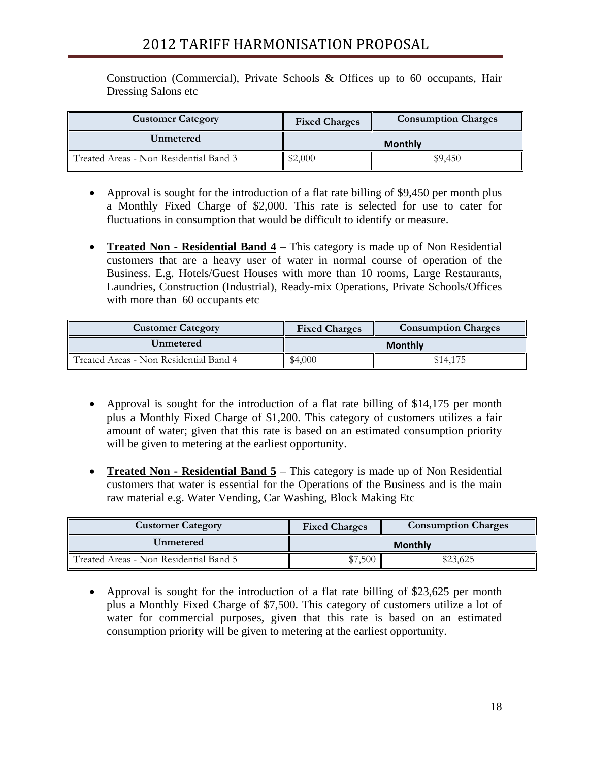Construction (Commercial), Private Schools & Offices up to 60 occupants, Hair Dressing Salons etc

| Customer Category | Fixed Charges | Consumption Charges |
|---|---|---|
| Unmetered | Monthly | |
| Treated Areas - Non Residential Band 3 | $2,000 | $9,450 |

- Approval is sought for the introduction of a flat rate billing of $9,450 per month plus a Monthly Fixed Charge of $2,000. This rate is selected for use to cater for fluctuations in consumption that would be difficult to identify or measure.

- **Treated Non - Residential Band 4** – This category is made up of Non Residential customers that are a heavy user of water in normal course of operation of the Business. E.g. Hotels/Guest Houses with more than 10 rooms, Large Restaurants, Laundries, Construction (Industrial), Ready-mix Operations, Private Schools/Offices with more than 60 occupants etc

| Customer Category | Fixed Charges | Consumption Charges |
|---|---|---|
| Unmetered | Monthly | |
| Treated Areas - Non Residential Band 4 | $4,000 | $14,175 |

- Approval is sought for the introduction of a flat rate billing of $14,175 per month plus a Monthly Fixed Charge of $1,200. This category of customers utilizes a fair amount of water; given that this rate is based on an estimated consumption priority will be given to metering at the earliest opportunity.

- **Treated Non - Residential Band 5** – This category is made up of Non Residential customers that water is essential for the Operations of the Business and is the main raw material e.g. Water Vending, Car Washing, Block Making Etc

| Customer Category | Fixed Charges | Consumption Charges |
|---|---|---|
| Unmetered | Monthly | |
| Treated Areas - Non Residential Band 5 | $7,500 | $23,625 |

- Approval is sought for the introduction of a flat rate billing of $23,625 per month plus a Monthly Fixed Charge of $7,500. This category of customers utilize a lot of water for commercial purposes, given that this rate is based on an estimated consumption priority will be given to metering at the earliest opportunity.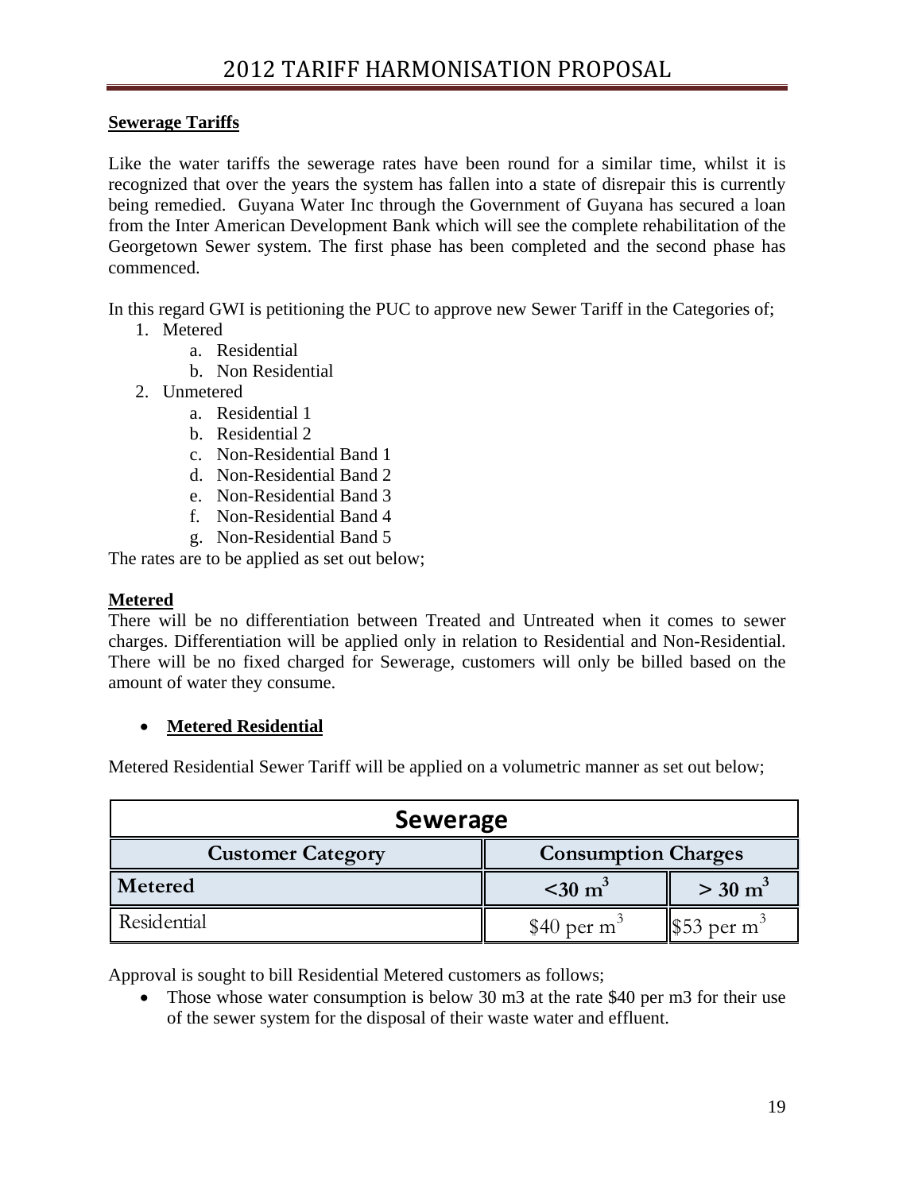**Sewerage Tariffs**

Like the water tariffs the sewerage rates have been round for a similar time, whilst it is recognized that over the years the system has fallen into a state of disrepair this is currently being remedied. Guyana Water Inc through the Government of Guyana has secured a loan from the Inter American Development Bank which will see the complete rehabilitation of the Georgetown Sewer system. The first phase has been completed and the second phase has commenced.

In this regard GWI is petitioning the PUC to approve new Sewer Tariff in the Categories of;

1. Metered
   a. Residential
   b. Non Residential
2. Unmetered
   a. Residential 1
   b. Residential 2
   c. Non-Residential Band 1
   d. Non-Residential Band 2
   e. Non-Residential Band 3
   f. Non-Residential Band 4
   g. Non-Residential Band 5

The rates are to be applied as set out below;

**Metered**

There will be no differentiation between Treated and Untreated when it comes to sewer charges. Differentiation will be applied only in relation to Residential and Non-Residential. There will be no fixed charged for Sewerage, customers will only be billed based on the amount of water they consume.

- **Metered Residential**

Metered Residential Sewer Tariff will be applied on a volumetric manner as set out below;

| Sewerage | | |
|---|---|---|
| **Customer Category** | **Consumption Charges** | |
| **Metered** | **<30 m$^3$** | **> 30 m$^3$** |
| Residential | $40 per m$^3$ | $53 per m$^3$ |

Approval is sought to bill Residential Metered customers as follows;

- Those whose water consumption is below 30 m3 at the rate $40 per m3 for their use of the sewer system for the disposal of their waste water and effluent.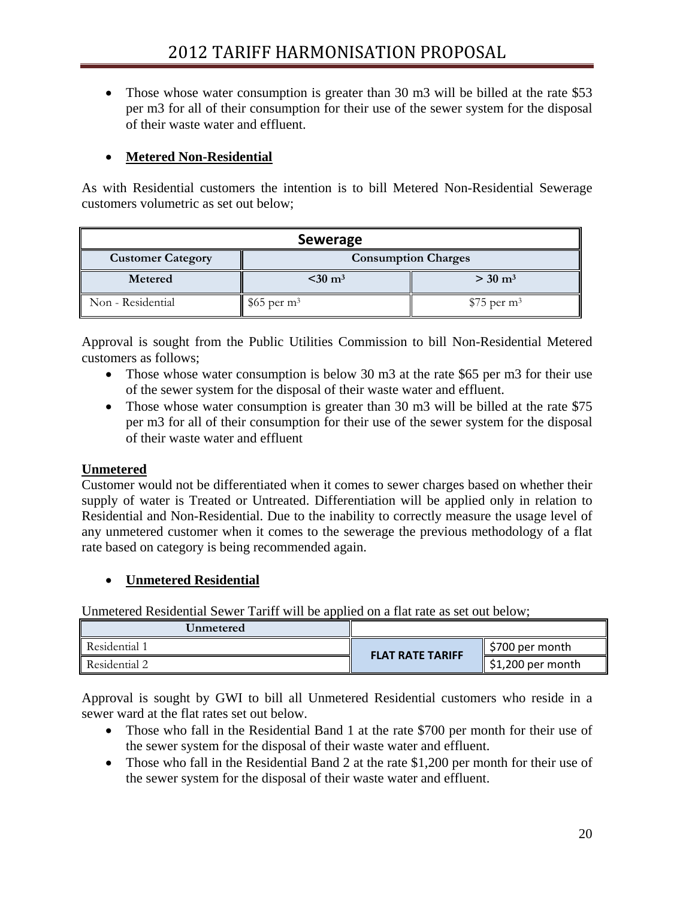- Those whose water consumption is greater than 30 m3 will be billed at the rate $53 per m3 for all of their consumption for their use of the sewer system for the disposal of their waste water and effluent.

- **Metered Non-Residential**

As with Residential customers the intention is to bill Metered Non-Residential Sewerage customers volumetric as set out below;

| Sewerage | | |
|---|---|---|
| **Customer Category** | **Consumption Charges** | |
| **Metered** | **<30 m³** | **> 30 m³** |
| Non - Residential | $65 per m³ | $75 per m³ |

Approval is sought from the Public Utilities Commission to bill Non-Residential Metered customers as follows;

- Those whose water consumption is below 30 m3 at the rate $65 per m3 for their use of the sewer system for the disposal of their waste water and effluent.
- Those whose water consumption is greater than 30 m3 will be billed at the rate $75 per m3 for all of their consumption for their use of the sewer system for the disposal of their waste water and effluent

**Unmetered**

Customer would not be differentiated when it comes to sewer charges based on whether their supply of water is Treated or Untreated. Differentiation will be applied only in relation to Residential and Non-Residential. Due to the inability to correctly measure the usage level of any unmetered customer when it comes to the sewerage the previous methodology of a flat rate based on category is being recommended again.

- **Unmetered Residential**

Unmetered Residential Sewer Tariff will be applied on a flat rate as set out below;

| Unmetered | | |
|---|---|---|
| Residential 1 | FLAT RATE TARIFF | $700 per month |
| Residential 2 | | $1,200 per month |

Approval is sought by GWI to bill all Unmetered Residential customers who reside in a sewer ward at the flat rates set out below.

- Those who fall in the Residential Band 1 at the rate $700 per month for their use of the sewer system for the disposal of their waste water and effluent.
- Those who fall in the Residential Band 2 at the rate $1,200 per month for their use of the sewer system for the disposal of their waste water and effluent.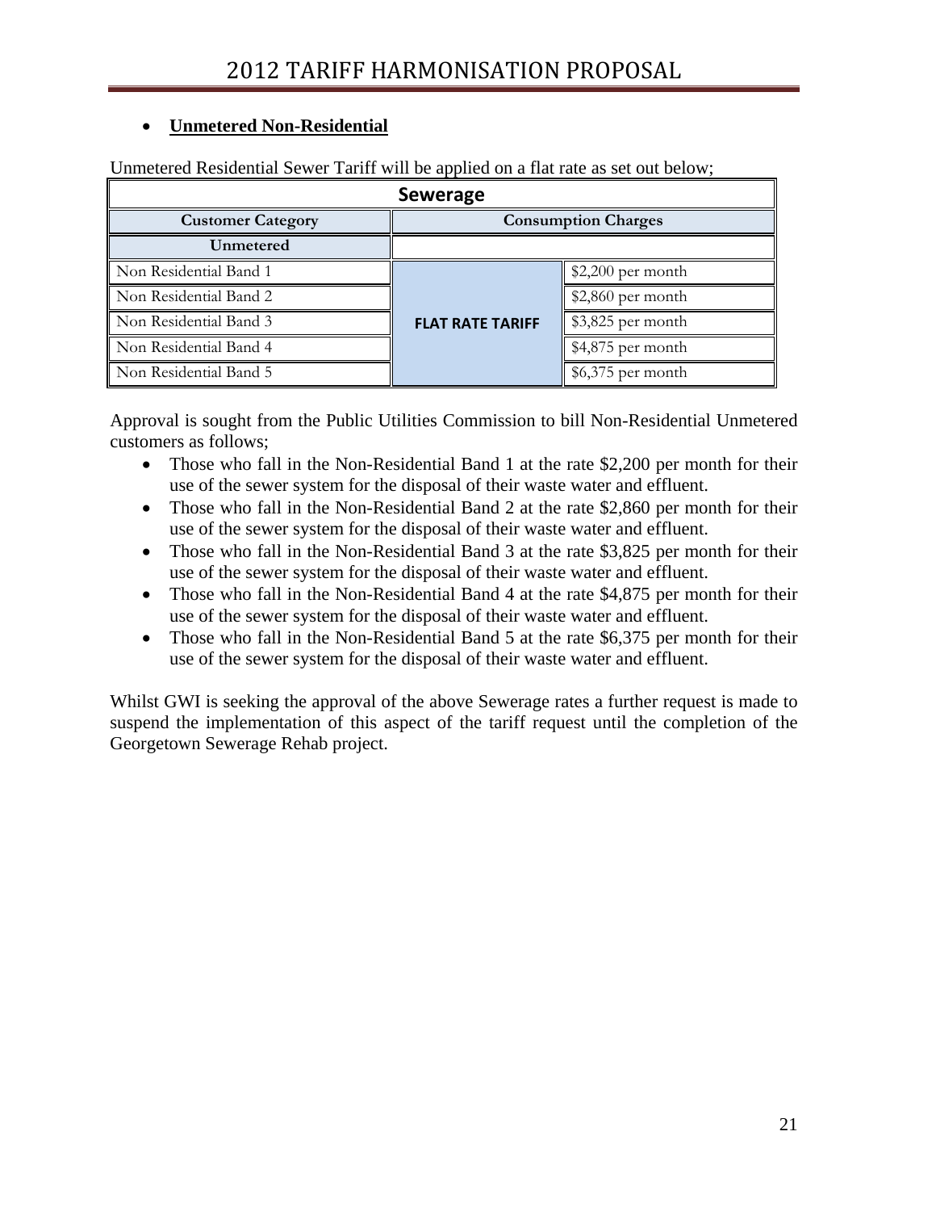- **Unmetered Non-Residential**

Unmetered Residential Sewer Tariff will be applied on a flat rate as set out below;

| Sewerage | | |
|---|---|---|
| **Customer Category** | **Consumption Charges** | |
| **Unmetered** | | |
| Non Residential Band 1 | **FLAT RATE TARIFF** | $2,200 per month |
| Non Residential Band 2 | | $2,860 per month |
| Non Residential Band 3 | | $3,825 per month |
| Non Residential Band 4 | | $4,875 per month |
| Non Residential Band 5 | | $6,375 per month |

Approval is sought from the Public Utilities Commission to bill Non-Residential Unmetered customers as follows;

- Those who fall in the Non-Residential Band 1 at the rate $2,200 per month for their use of the sewer system for the disposal of their waste water and effluent.
- Those who fall in the Non-Residential Band 2 at the rate $2,860 per month for their use of the sewer system for the disposal of their waste water and effluent.
- Those who fall in the Non-Residential Band 3 at the rate $3,825 per month for their use of the sewer system for the disposal of their waste water and effluent.
- Those who fall in the Non-Residential Band 4 at the rate $4,875 per month for their use of the sewer system for the disposal of their waste water and effluent.
- Those who fall in the Non-Residential Band 5 at the rate $6,375 per month for their use of the sewer system for the disposal of their waste water and effluent.

Whilst GWI is seeking the approval of the above Sewerage rates a further request is made to suspend the implementation of this aspect of the tariff request until the completion of the Georgetown Sewerage Rehab project.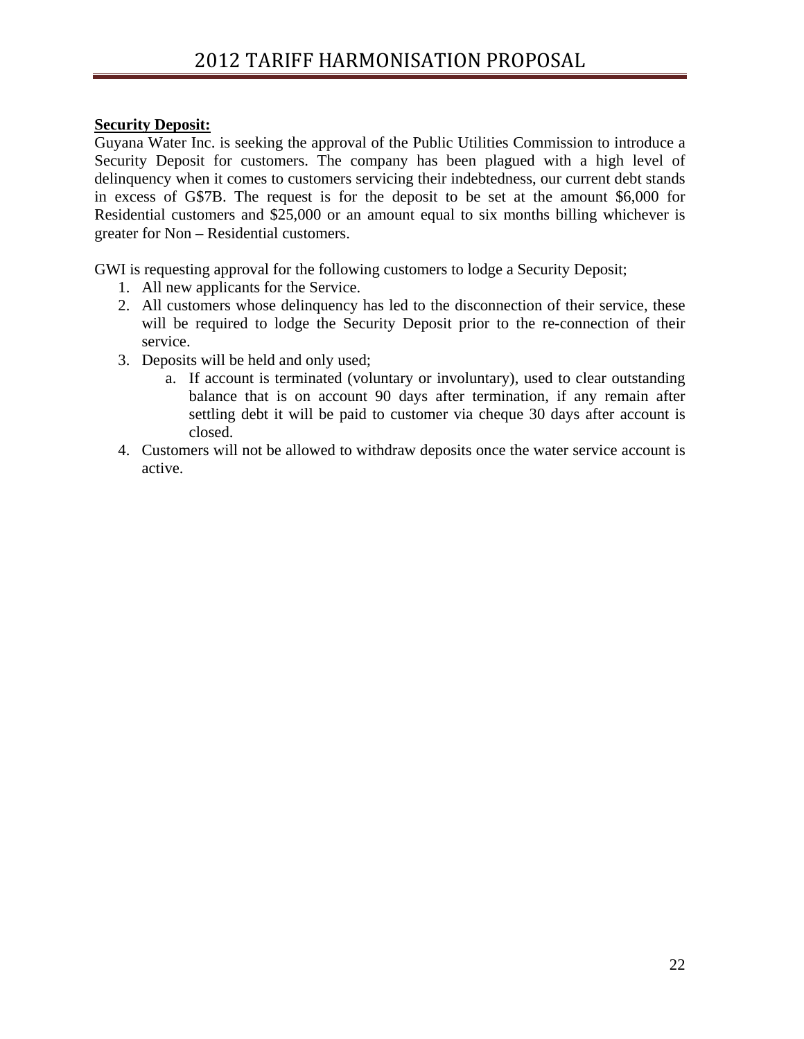**Security Deposit:**

Guyana Water Inc. is seeking the approval of the Public Utilities Commission to introduce a Security Deposit for customers. The company has been plagued with a high level of delinquency when it comes to customers servicing their indebtedness, our current debt stands in excess of G$7B. The request is for the deposit to be set at the amount $6,000 for Residential customers and $25,000 or an amount equal to six months billing whichever is greater for Non – Residential customers.

GWI is requesting approval for the following customers to lodge a Security Deposit;

1. All new applicants for the Service.
2. All customers whose delinquency has led to the disconnection of their service, these will be required to lodge the Security Deposit prior to the re-connection of their service.
3. Deposits will be held and only used;
   a. If account is terminated (voluntary or involuntary), used to clear outstanding balance that is on account 90 days after termination, if any remain after settling debt it will be paid to customer via cheque 30 days after account is closed.
4. Customers will not be allowed to withdraw deposits once the water service account is active.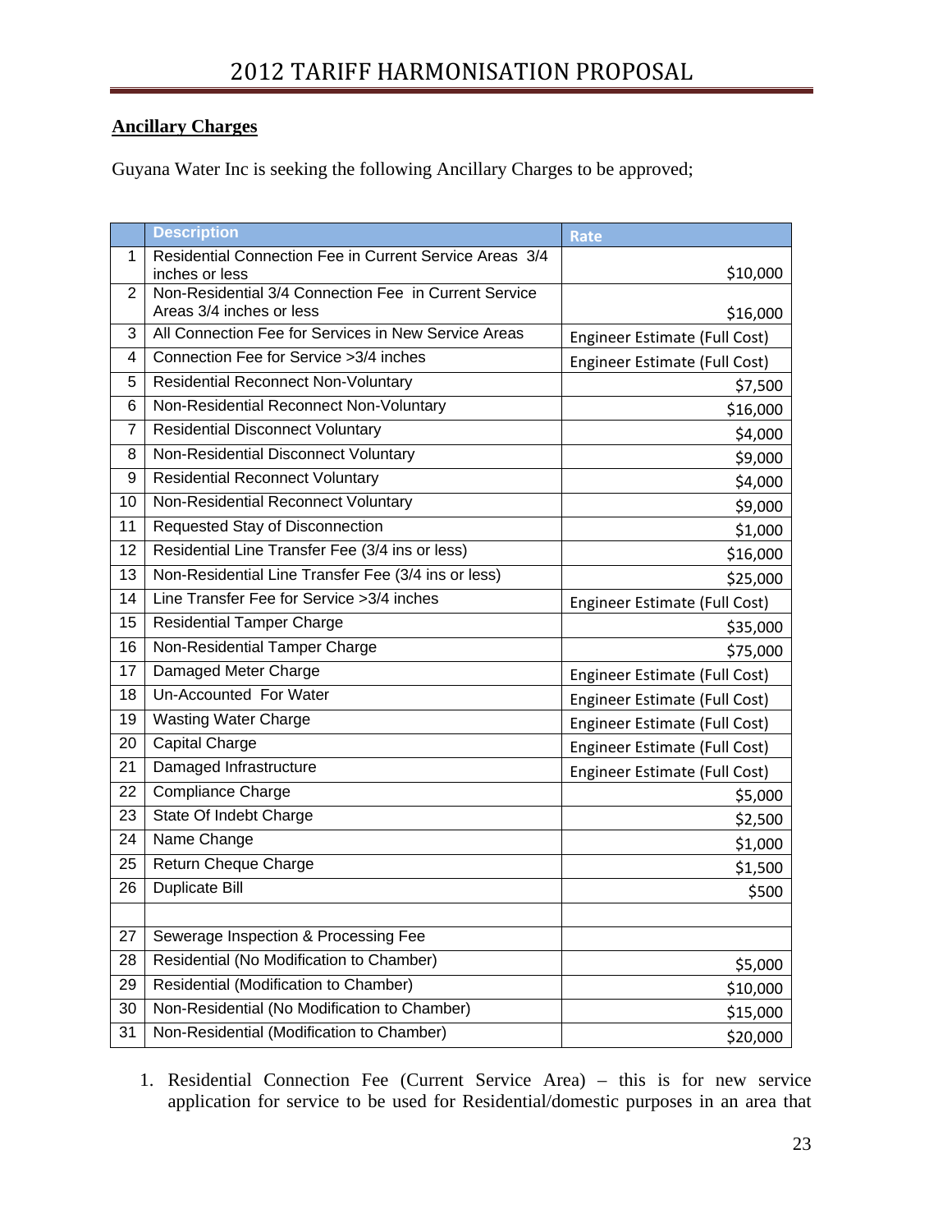## Ancillary Charges

Guyana Water Inc is seeking the following Ancillary Charges to be approved;

| | Description | Rate |
|---|---|---|
| 1 | Residential Connection Fee in Current Service Areas 3/4 inches or less | $10,000 |
| 2 | Non-Residential 3/4 Connection Fee in Current Service Areas 3/4 inches or less | $16,000 |
| 3 | All Connection Fee for Services in New Service Areas | Engineer Estimate (Full Cost) |
| 4 | Connection Fee for Service >3/4 inches | Engineer Estimate (Full Cost) |
| 5 | Residential Reconnect Non-Voluntary | $7,500 |
| 6 | Non-Residential Reconnect Non-Voluntary | $16,000 |
| 7 | Residential Disconnect Voluntary | $4,000 |
| 8 | Non-Residential Disconnect Voluntary | $9,000 |
| 9 | Residential Reconnect Voluntary | $4,000 |
| 10 | Non-Residential Reconnect Voluntary | $9,000 |
| 11 | Requested Stay of Disconnection | $1,000 |
| 12 | Residential Line Transfer Fee (3/4 ins or less) | $16,000 |
| 13 | Non-Residential Line Transfer Fee (3/4 ins or less) | $25,000 |
| 14 | Line Transfer Fee for Service >3/4 inches | Engineer Estimate (Full Cost) |
| 15 | Residential Tamper Charge | $35,000 |
| 16 | Non-Residential Tamper Charge | $75,000 |
| 17 | Damaged Meter Charge | Engineer Estimate (Full Cost) |
| 18 | Un-Accounted For Water | Engineer Estimate (Full Cost) |
| 19 | Wasting Water Charge | Engineer Estimate (Full Cost) |
| 20 | Capital Charge | Engineer Estimate (Full Cost) |
| 21 | Damaged Infrastructure | Engineer Estimate (Full Cost) |
| 22 | Compliance Charge | $5,000 |
| 23 | State Of Indebt Charge | $2,500 |
| 24 | Name Change | $1,000 |
| 25 | Return Cheque Charge | $1,500 |
| 26 | Duplicate Bill | $500 |
| | | |
| 27 | Sewerage Inspection & Processing Fee | |
| 28 | Residential (No Modification to Chamber) | $5,000 |
| 29 | Residential (Modification to Chamber) | $10,000 |
| 30 | Non-Residential (No Modification to Chamber) | $15,000 |
| 31 | Non-Residential (Modification to Chamber) | $20,000 |

1. Residential Connection Fee (Current Service Area) – this is for new service application for service to be used for Residential/domestic purposes in an area that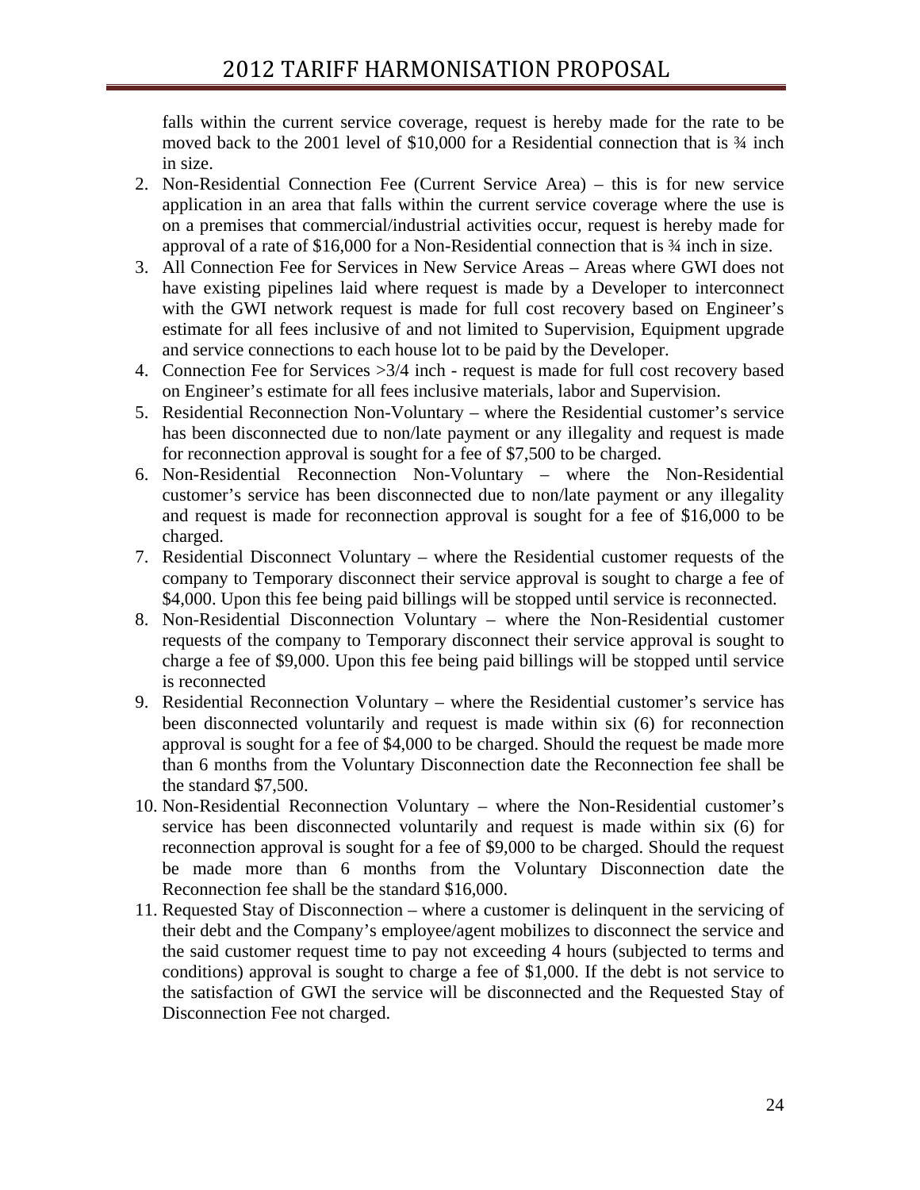falls within the current service coverage, request is hereby made for the rate to be moved back to the 2001 level of $10,000 for a Residential connection that is ¾ inch in size.

2. Non-Residential Connection Fee (Current Service Area) – this is for new service application in an area that falls within the current service coverage where the use is on a premises that commercial/industrial activities occur, request is hereby made for approval of a rate of $16,000 for a Non-Residential connection that is ¾ inch in size.
3. All Connection Fee for Services in New Service Areas – Areas where GWI does not have existing pipelines laid where request is made by a Developer to interconnect with the GWI network request is made for full cost recovery based on Engineer's estimate for all fees inclusive of and not limited to Supervision, Equipment upgrade and service connections to each house lot to be paid by the Developer.
4. Connection Fee for Services >3/4 inch - request is made for full cost recovery based on Engineer's estimate for all fees inclusive materials, labor and Supervision.
5. Residential Reconnection Non-Voluntary – where the Residential customer's service has been disconnected due to non/late payment or any illegality and request is made for reconnection approval is sought for a fee of $7,500 to be charged.
6. Non-Residential Reconnection Non-Voluntary – where the Non-Residential customer's service has been disconnected due to non/late payment or any illegality and request is made for reconnection approval is sought for a fee of $16,000 to be charged.
7. Residential Disconnect Voluntary – where the Residential customer requests of the company to Temporary disconnect their service approval is sought to charge a fee of $4,000. Upon this fee being paid billings will be stopped until service is reconnected.
8. Non-Residential Disconnection Voluntary – where the Non-Residential customer requests of the company to Temporary disconnect their service approval is sought to charge a fee of $9,000. Upon this fee being paid billings will be stopped until service is reconnected
9. Residential Reconnection Voluntary – where the Residential customer's service has been disconnected voluntarily and request is made within six (6) for reconnection approval is sought for a fee of $4,000 to be charged. Should the request be made more than 6 months from the Voluntary Disconnection date the Reconnection fee shall be the standard $7,500.
10. Non-Residential Reconnection Voluntary – where the Non-Residential customer's service has been disconnected voluntarily and request is made within six (6) for reconnection approval is sought for a fee of $9,000 to be charged. Should the request be made more than 6 months from the Voluntary Disconnection date the Reconnection fee shall be the standard $16,000.
11. Requested Stay of Disconnection – where a customer is delinquent in the servicing of their debt and the Company's employee/agent mobilizes to disconnect the service and the said customer request time to pay not exceeding 4 hours (subjected to terms and conditions) approval is sought to charge a fee of $1,000. If the debt is not service to the satisfaction of GWI the service will be disconnected and the Requested Stay of Disconnection Fee not charged.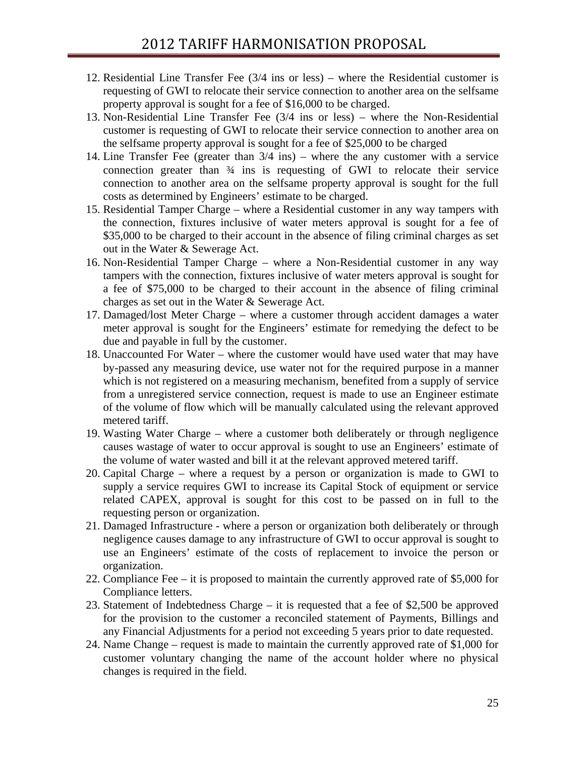12. Residential Line Transfer Fee (3/4 ins or less) – where the Residential customer is requesting of GWI to relocate their service connection to another area on the selfsame property approval is sought for a fee of $16,000 to be charged.
13. Non-Residential Line Transfer Fee (3/4 ins or less) – where the Non-Residential customer is requesting of GWI to relocate their service connection to another area on the selfsame property approval is sought for a fee of $25,000 to be charged
14. Line Transfer Fee (greater than 3/4 ins) – where the any customer with a service connection greater than ¾ ins is requesting of GWI to relocate their service connection to another area on the selfsame property approval is sought for the full costs as determined by Engineers' estimate to be charged.
15. Residential Tamper Charge – where a Residential customer in any way tampers with the connection, fixtures inclusive of water meters approval is sought for a fee of $35,000 to be charged to their account in the absence of filing criminal charges as set out in the Water & Sewerage Act.
16. Non-Residential Tamper Charge – where a Non-Residential customer in any way tampers with the connection, fixtures inclusive of water meters approval is sought for a fee of $75,000 to be charged to their account in the absence of filing criminal charges as set out in the Water & Sewerage Act.
17. Damaged/lost Meter Charge – where a customer through accident damages a water meter approval is sought for the Engineers' estimate for remedying the defect to be due and payable in full by the customer.
18. Unaccounted For Water – where the customer would have used water that may have by-passed any measuring device, use water not for the required purpose in a manner which is not registered on a measuring mechanism, benefited from a supply of service from a unregistered service connection, request is made to use an Engineer estimate of the volume of flow which will be manually calculated using the relevant approved metered tariff.
19. Wasting Water Charge – where a customer both deliberately or through negligence causes wastage of water to occur approval is sought to use an Engineers' estimate of the volume of water wasted and bill it at the relevant approved metered tariff.
20. Capital Charge – where a request by a person or organization is made to GWI to supply a service requires GWI to increase its Capital Stock of equipment or service related CAPEX, approval is sought for this cost to be passed on in full to the requesting person or organization.
21. Damaged Infrastructure - where a person or organization both deliberately or through negligence causes damage to any infrastructure of GWI to occur approval is sought to use an Engineers' estimate of the costs of replacement to invoice the person or organization.
22. Compliance Fee – it is proposed to maintain the currently approved rate of $5,000 for Compliance letters.
23. Statement of Indebtedness Charge – it is requested that a fee of $2,500 be approved for the provision to the customer a reconciled statement of Payments, Billings and any Financial Adjustments for a period not exceeding 5 years prior to date requested.
24. Name Change – request is made to maintain the currently approved rate of $1,000 for customer voluntary changing the name of the account holder where no physical changes is required in the field.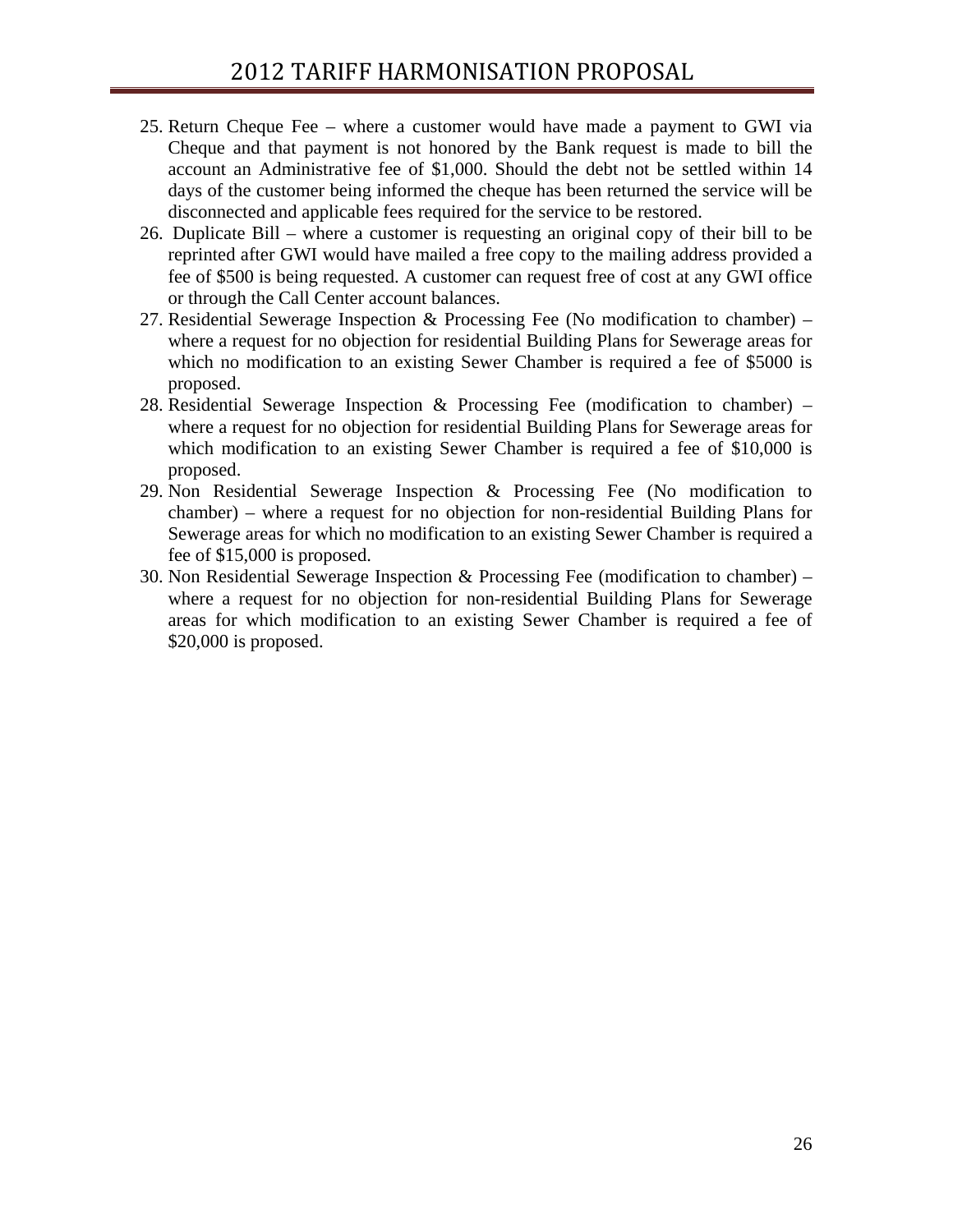25. Return Cheque Fee – where a customer would have made a payment to GWI via Cheque and that payment is not honored by the Bank request is made to bill the account an Administrative fee of $1,000. Should the debt not be settled within 14 days of the customer being informed the cheque has been returned the service will be disconnected and applicable fees required for the service to be restored.
26. Duplicate Bill – where a customer is requesting an original copy of their bill to be reprinted after GWI would have mailed a free copy to the mailing address provided a fee of $500 is being requested. A customer can request free of cost at any GWI office or through the Call Center account balances.
27. Residential Sewerage Inspection & Processing Fee (No modification to chamber) – where a request for no objection for residential Building Plans for Sewerage areas for which no modification to an existing Sewer Chamber is required a fee of $5000 is proposed.
28. Residential Sewerage Inspection & Processing Fee (modification to chamber) – where a request for no objection for residential Building Plans for Sewerage areas for which modification to an existing Sewer Chamber is required a fee of $10,000 is proposed.
29. Non Residential Sewerage Inspection & Processing Fee (No modification to chamber) – where a request for no objection for non-residential Building Plans for Sewerage areas for which no modification to an existing Sewer Chamber is required a fee of $15,000 is proposed.
30. Non Residential Sewerage Inspection & Processing Fee (modification to chamber) – where a request for no objection for non-residential Building Plans for Sewerage areas for which modification to an existing Sewer Chamber is required a fee of $20,000 is proposed.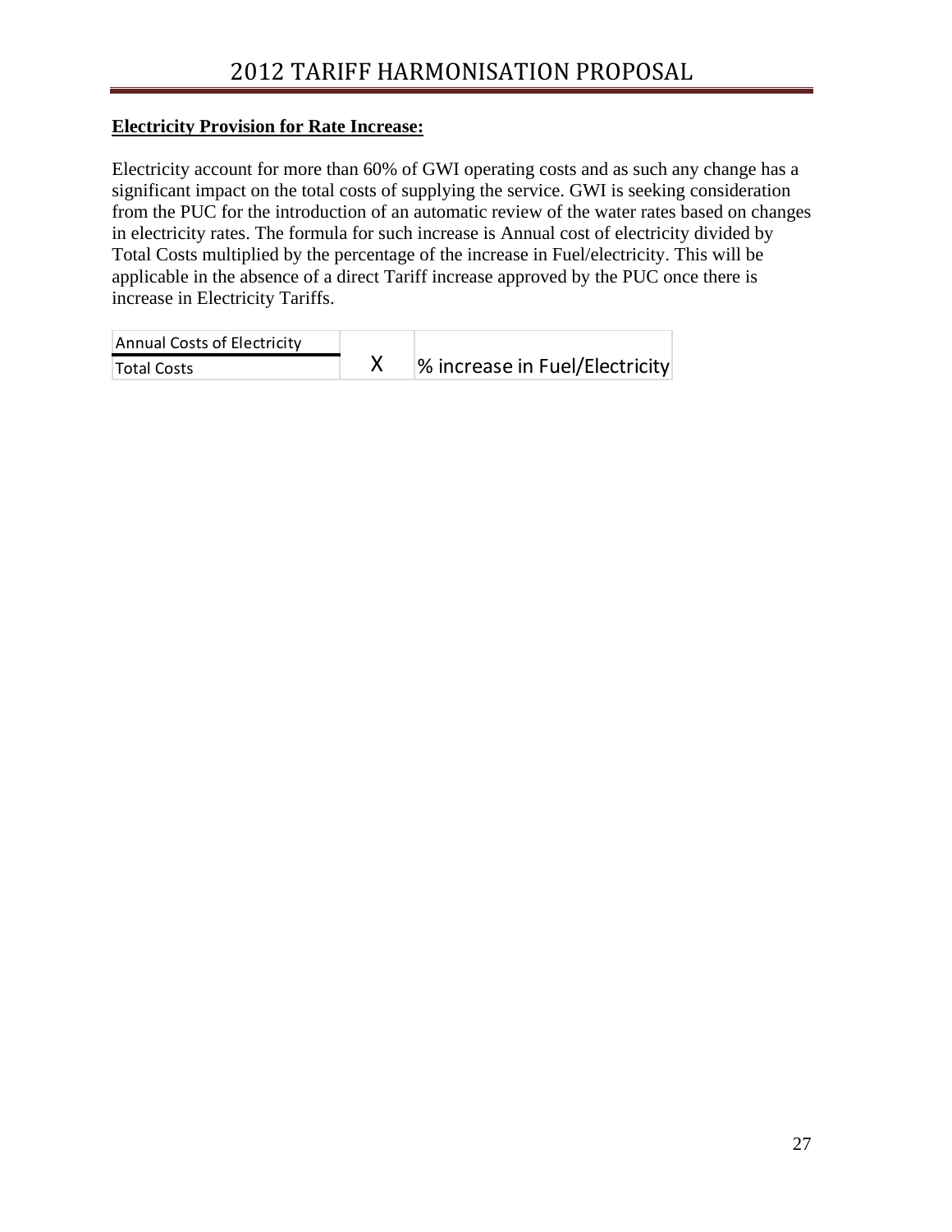**Electricity Provision for Rate Increase:**

Electricity account for more than 60% of GWI operating costs and as such any change has a significant impact on the total costs of supplying the service. GWI is seeking consideration from the PUC for the introduction of an automatic review of the water rates based on changes in electricity rates. The formula for such increase is Annual cost of electricity divided by Total Costs multiplied by the percentage of the increase in Fuel/electricity. This will be applicable in the absence of a direct Tariff increase approved by the PUC once there is increase in Electricity Tariffs.

$$\frac{\text{Annual Costs of Electricity}}{\text{Total Costs}} \times \text{\% increase in Fuel/Electricity}$$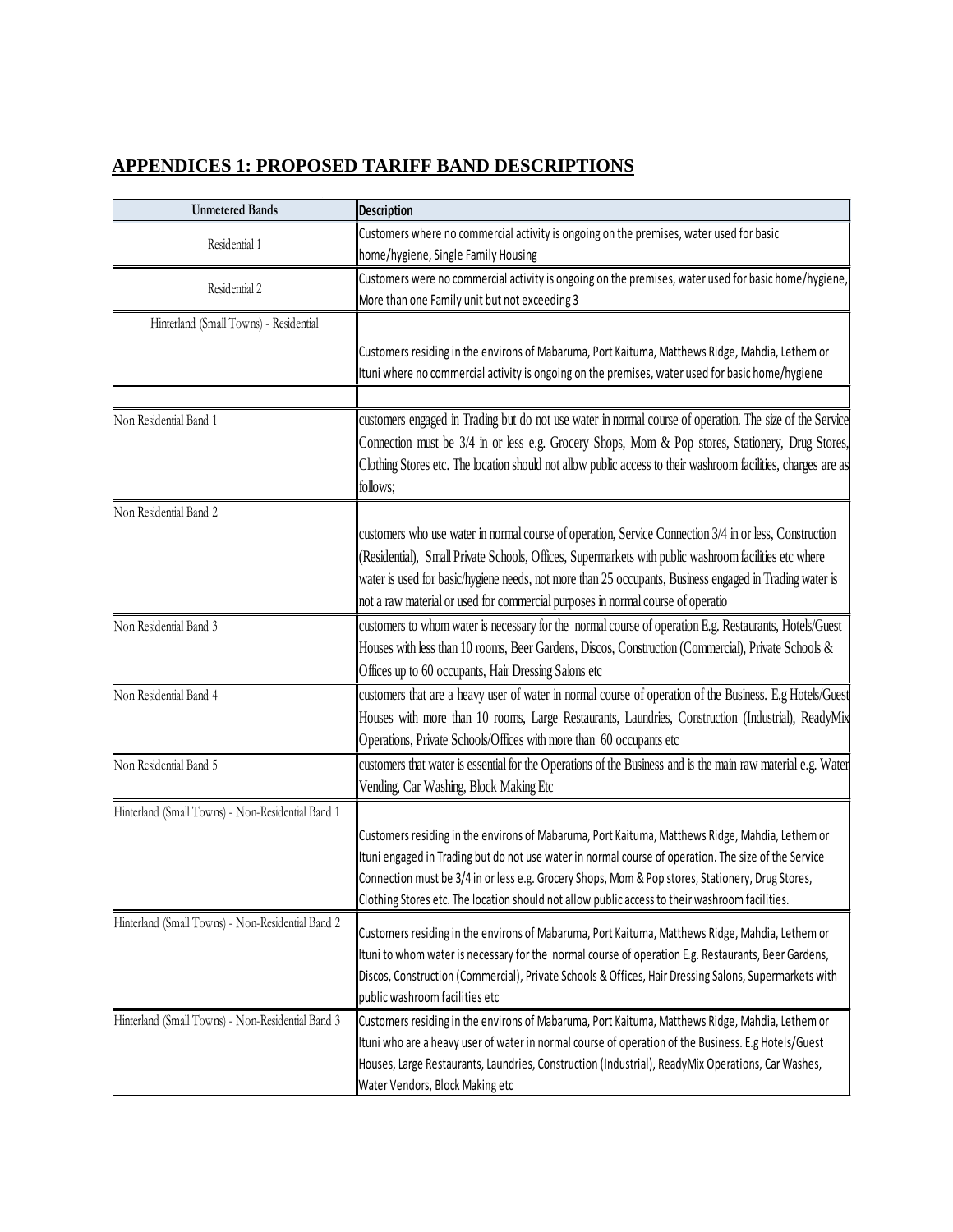## APPENDICES 1: PROPOSED TARIFF BAND DESCRIPTIONS

| Unmetered Bands | Description |
|---|---|
| Residential 1 | Customers where no commercial activity is ongoing on the premises, water used for basic home/hygiene, Single Family Housing |
| Residential 2 | Customers were no commercial activity is ongoing on the premises, water used for basic home/hygiene, More than one Family unit but not exceeding 3 |
| Hinterland (Small Towns) - Residential | Customers residing in the environs of Mabaruma, Port Kaituma, Matthews Ridge, Mahdia, Lethem or Ituni where no commercial activity is ongoing on the premises, water used for basic home/hygiene |
| | |
| Non Residential Band 1 | customers engaged in Trading but do not use water in normal course of operation. The size of the Service Connection must be 3/4 in or less e.g. Grocery Shops, Mom & Pop stores, Stationery, Drug Stores, Clothing Stores etc. The location should not allow public access to their washroom facilities, charges are as follows; |
| Non Residential Band 2 | customers who use water in normal course of operation, Service Connection 3/4 in or less, Construction (Residential), Small Private Schools, Offices, Supermarkets with public washroom facilities etc where water is used for basic/hygiene needs, not more than 25 occupants, Business engaged in Trading water is not a raw material or used for commercial purposes in normal course of operatio |
| Non Residential Band 3 | customers to whom water is necessary for the normal course of operation E.g. Restaurants, Hotels/Guest Houses with less than 10 rooms, Beer Gardens, Discos, Construction (Commercial), Private Schools & Offices up to 60 occupants, Hair Dressing Salons etc |
| Non Residential Band 4 | customers that are a heavy user of water in normal course of operation of the Business. E.g Hotels/Guest Houses with more than 10 rooms, Large Restaurants, Laundries, Construction (Industrial), ReadyMix Operations, Private Schools/Offices with more than 60 occupants etc |
| Non Residential Band 5 | customers that water is essential for the Operations of the Business and is the main raw material e.g. Water Vending, Car Washing, Block Making Etc |
| Hinterland (Small Towns) - Non-Residential Band 1 | Customers residing in the environs of Mabaruma, Port Kaituma, Matthews Ridge, Mahdia, Lethem or Ituni engaged in Trading but do not use water in normal course of operation. The size of the Service Connection must be 3/4 in or less e.g. Grocery Shops, Mom & Pop stores, Stationery, Drug Stores, Clothing Stores etc. The location should not allow public access to their washroom facilities. |
| Hinterland (Small Towns) - Non-Residential Band 2 | Customers residing in the environs of Mabaruma, Port Kaituma, Matthews Ridge, Mahdia, Lethem or Ituni to whom water is necessary for the normal course of operation E.g. Restaurants, Beer Gardens, Discos, Construction (Commercial), Private Schools & Offices, Hair Dressing Salons, Supermarkets with public washroom facilities etc |
| Hinterland (Small Towns) - Non-Residential Band 3 | Customers residing in the environs of Mabaruma, Port Kaituma, Matthews Ridge, Mahdia, Lethem or Ituni who are a heavy user of water in normal course of operation of the Business. E.g Hotels/Guest Houses, Large Restaurants, Laundries, Construction (Industrial), ReadyMix Operations, Car Washes, Water Vendors, Block Making etc |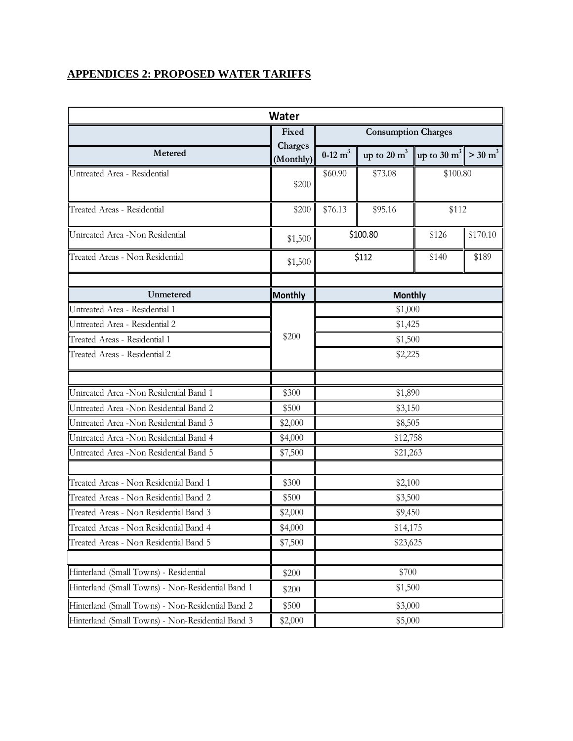## APPENDICES 2: PROPOSED WATER TARIFFS

| Water | | | | | |
|---|---|---|---|---|---|
| | Fixed Charges (Monthly) | Consumption Charges | | | |
| Metered | | 0-12 $m^3$ | up to 20 $m^3$ | up to 30 $m^3$ | > 30 $m^3$ |
| Untreated Area - Residential | $200 | $60.90 | $73.08 | $100.80 | |
| Treated Areas - Residential | $200 | $76.13 | $95.16 | $112 | |
| Untreated Area -Non Residential | $1,500 | $100.80 | | $126 | $170.10 |
| Treated Areas - Non Residential | $1,500 | $112 | | $140 | $189 |
| | | | | | |
| Unmetered | Monthly | Monthly | | | |
| Untreated Area - Residential 1 | $200 | $1,000 | | | |
| Untreated Area - Residential 2 | | $1,425 | | | |
| Treated Areas - Residential 1 | | $1,500 | | | |
| Treated Areas - Residential 2 | | $2,225 | | | |
| | | | | | |
| Untreated Area -Non Residential Band 1 | $300 | $1,890 | | | |
| Untreated Area -Non Residential Band 2 | $500 | $3,150 | | | |
| Untreated Area -Non Residential Band 3 | $2,000 | $8,505 | | | |
| Untreated Area -Non Residential Band 4 | $4,000 | $12,758 | | | |
| Untreated Area -Non Residential Band 5 | $7,500 | $21,263 | | | |
| | | | | | |
| Treated Areas - Non Residential Band 1 | $300 | $2,100 | | | |
| Treated Areas - Non Residential Band 2 | $500 | $3,500 | | | |
| Treated Areas - Non Residential Band 3 | $2,000 | $9,450 | | | |
| Treated Areas - Non Residential Band 4 | $4,000 | $14,175 | | | |
| Treated Areas - Non Residential Band 5 | $7,500 | $23,625 | | | |
| | | | | | |
| Hinterland (Small Towns) - Residential | $200 | $700 | | | |
| Hinterland (Small Towns) - Non-Residential Band 1 | $200 | $1,500 | | | |
| Hinterland (Small Towns) - Non-Residential Band 2 | $500 | $3,000 | | | |
| Hinterland (Small Towns) - Non-Residential Band 3 | $2,000 | $5,000 | | | |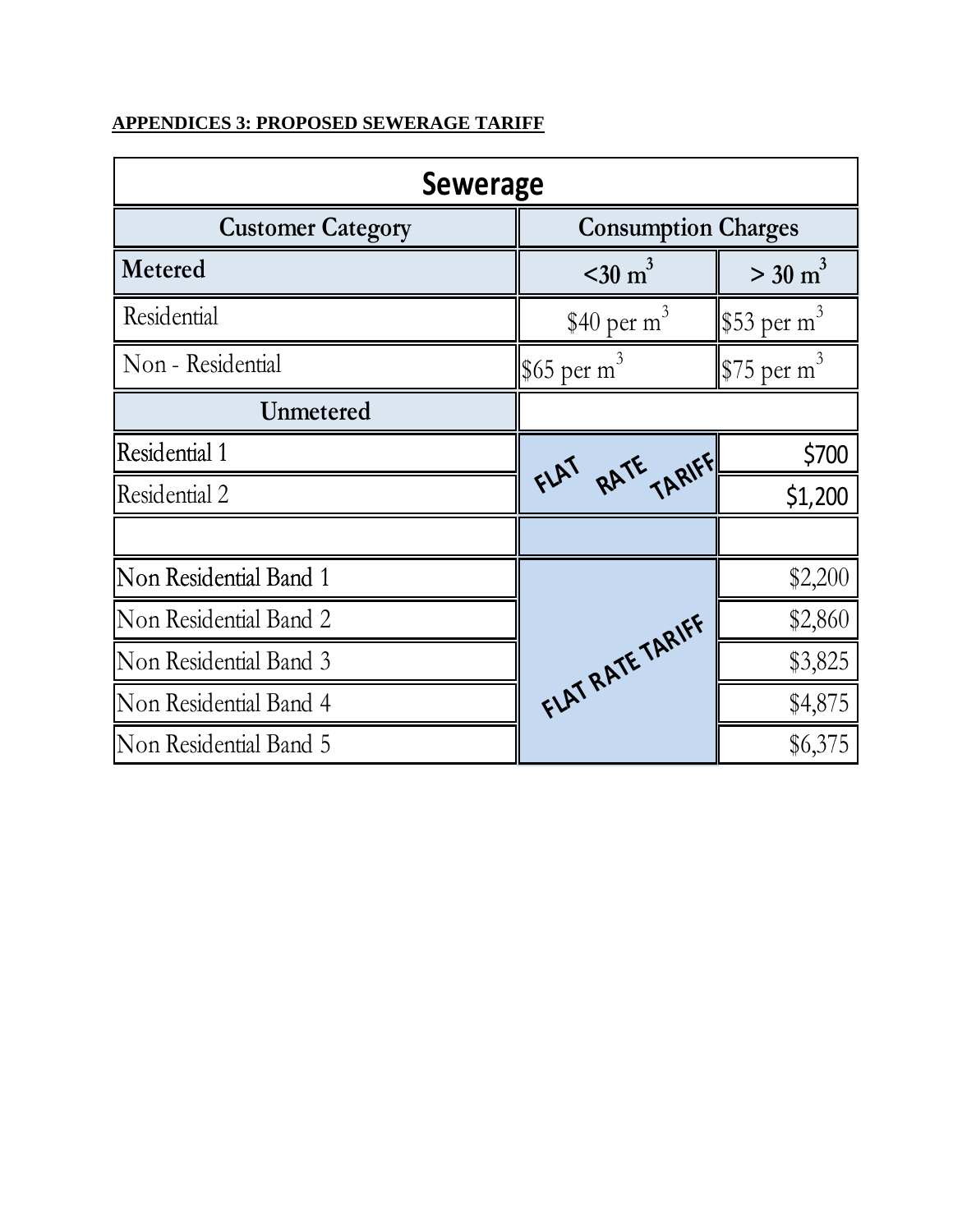**APPENDICES 3: PROPOSED SEWERAGE TARIFF**

| Sewerage | | |
|---|---|---|
| **Customer Category** | **Consumption Charges** | |
| **Metered** | **<30 $m^3$** | **> 30 $m^3$** |
| Residential | \$40 per $m^3$ | \$53 per $m^3$ |
| Non - Residential | \$65 per $m^3$ | \$75 per $m^3$ |
| **Unmetered** | | |
| Residential 1 | FLAT RATE TARIFF | \$700 |
| Residential 2 | | \$1,200 |
| | | |
| Non Residential Band 1 | FLAT RATE TARIFF | \$2,200 |
| Non Residential Band 2 | | \$2,860 |
| Non Residential Band 3 | | \$3,825 |
| Non Residential Band 4 | | \$4,875 |
| Non Residential Band 5 | | \$6,375 |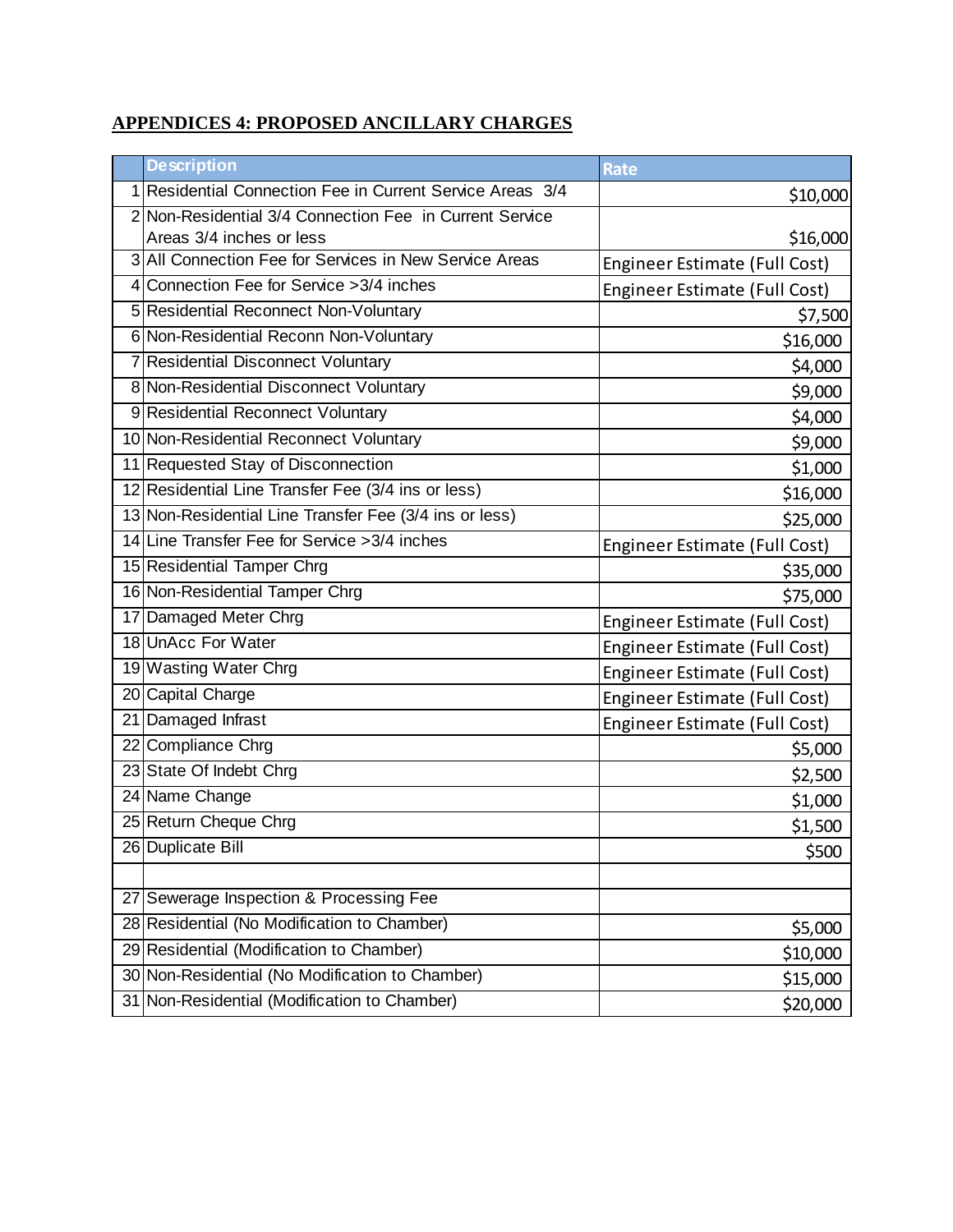**APPENDICES 4: PROPOSED ANCILLARY CHARGES**

| | Description | Rate |
|---|---|---|
| 1 | Residential Connection Fee in Current Service Areas 3/4 | $10,000 |
| 2 | Non-Residential 3/4 Connection Fee in Current Service Areas 3/4 inches or less | $16,000 |
| 3 | All Connection Fee for Services in New Service Areas | Engineer Estimate (Full Cost) |
| 4 | Connection Fee for Service >3/4 inches | Engineer Estimate (Full Cost) |
| 5 | Residential Reconnect Non-Voluntary | $7,500 |
| 6 | Non-Residential Reconn Non-Voluntary | $16,000 |
| 7 | Residential Disconnect Voluntary | $4,000 |
| 8 | Non-Residential Disconnect Voluntary | $9,000 |
| 9 | Residential Reconnect Voluntary | $4,000 |
| 10 | Non-Residential Reconnect Voluntary | $9,000 |
| 11 | Requested Stay of Disconnection | $1,000 |
| 12 | Residential Line Transfer Fee (3/4 ins or less) | $16,000 |
| 13 | Non-Residential Line Transfer Fee (3/4 ins or less) | $25,000 |
| 14 | Line Transfer Fee for Service >3/4 inches | Engineer Estimate (Full Cost) |
| 15 | Residential Tamper Chrg | $35,000 |
| 16 | Non-Residential Tamper Chrg | $75,000 |
| 17 | Damaged Meter Chrg | Engineer Estimate (Full Cost) |
| 18 | UnAcc For Water | Engineer Estimate (Full Cost) |
| 19 | Wasting Water Chrg | Engineer Estimate (Full Cost) |
| 20 | Capital Charge | Engineer Estimate (Full Cost) |
| 21 | Damaged Infrast | Engineer Estimate (Full Cost) |
| 22 | Compliance Chrg | $5,000 |
| 23 | State Of Indebt Chrg | $2,500 |
| 24 | Name Change | $1,000 |
| 25 | Return Cheque Chrg | $1,500 |
| 26 | Duplicate Bill | $500 |
| | | |
| 27 | Sewerage Inspection & Processing Fee | |
| 28 | Residential (No Modification to Chamber) | $5,000 |
| 29 | Residential (Modification to Chamber) | $10,000 |
| 30 | Non-Residential (No Modification to Chamber) | $15,000 |
| 31 | Non-Residential (Modification to Chamber) | $20,000 |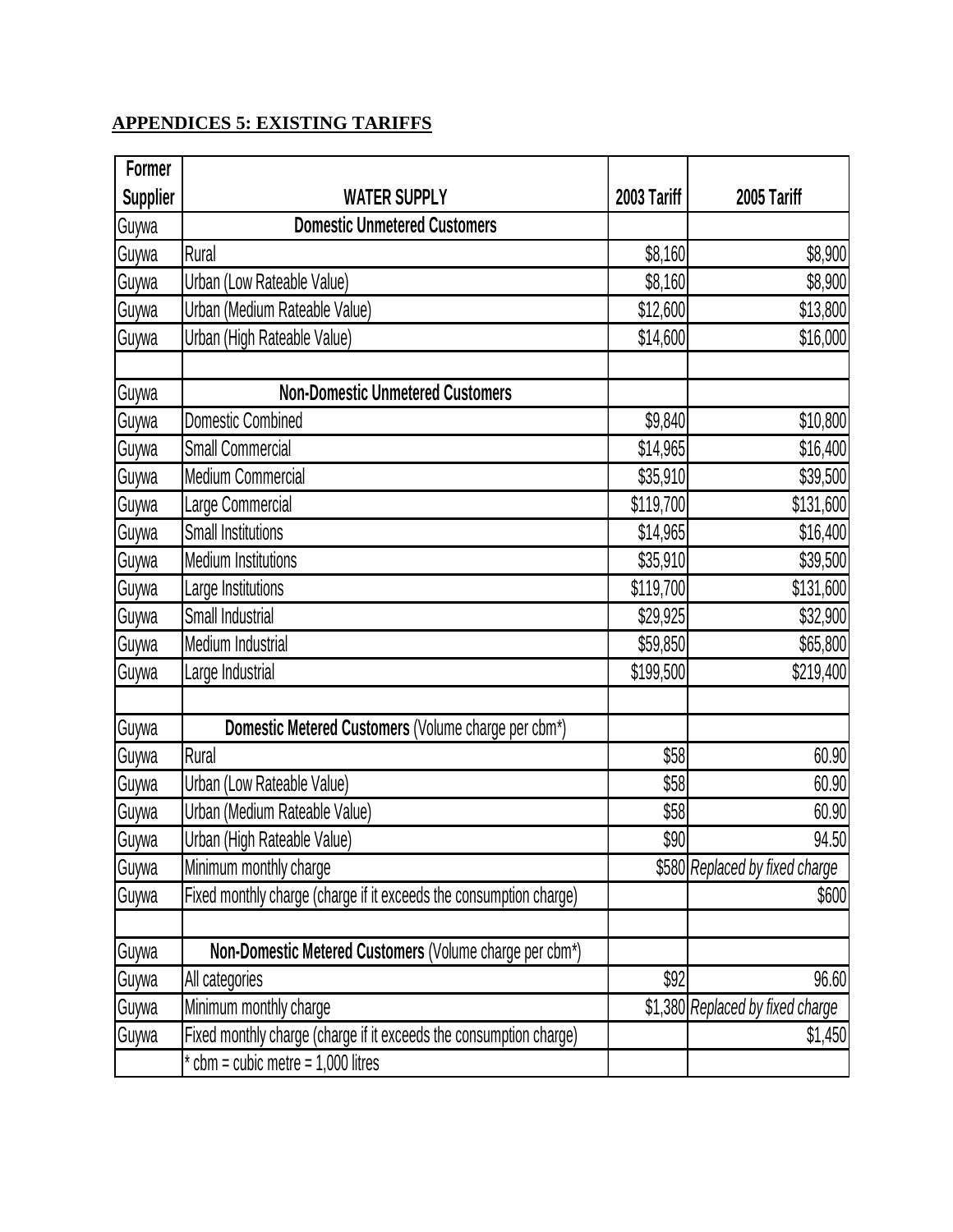## APPENDICES 5: EXISTING TARIFFS

| Former Supplier | WATER SUPPLY | 2003 Tariff | 2005 Tariff |
|---|---|---|---|
| Guywa | **Domestic Unmetered Customers** | | |
| Guywa | Rural | \$8,160 | \$8,900 |
| Guywa | Urban (Low Rateable Value) | \$8,160 | \$8,900 |
| Guywa | Urban (Medium Rateable Value) | \$12,600 | \$13,800 |
| Guywa | Urban (High Rateable Value) | \$14,600 | \$16,000 |
| | | | |
| Guywa | **Non-Domestic Unmetered Customers** | | |
| Guywa | Domestic Combined | \$9,840 | \$10,800 |
| Guywa | Small Commercial | \$14,965 | \$16,400 |
| Guywa | Medium Commercial | \$35,910 | \$39,500 |
| Guywa | Large Commercial | \$119,700 | \$131,600 |
| Guywa | Small Institutions | \$14,965 | \$16,400 |
| Guywa | Medium Institutions | \$35,910 | \$39,500 |
| Guywa | Large Institutions | \$119,700 | \$131,600 |
| Guywa | Small Industrial | \$29,925 | \$32,900 |
| Guywa | Medium Industrial | \$59,850 | \$65,800 |
| Guywa | Large Industrial | \$199,500 | \$219,400 |
| | | | |
| Guywa | **Domestic Metered Customers** (Volume charge per cbm*) | | |
| Guywa | Rural | \$58 | 60.90 |
| Guywa | Urban (Low Rateable Value) | \$58 | 60.90 |
| Guywa | Urban (Medium Rateable Value) | \$58 | 60.90 |
| Guywa | Urban (High Rateable Value) | \$90 | 94.50 |
| Guywa | Minimum monthly charge | \$580 | *Replaced by fixed charge* |
| Guywa | Fixed monthly charge (charge if it exceeds the consumption charge) | | \$600 |
| | | | |
| Guywa | **Non-Domestic Metered Customers** (Volume charge per cbm*) | | |
| Guywa | All categories | \$92 | 96.60 |
| Guywa | Minimum monthly charge | \$1,380 | *Replaced by fixed charge* |
| Guywa | Fixed monthly charge (charge if it exceeds the consumption charge) | | \$1,450 |
| | * cbm = cubic metre = 1,000 litres | | |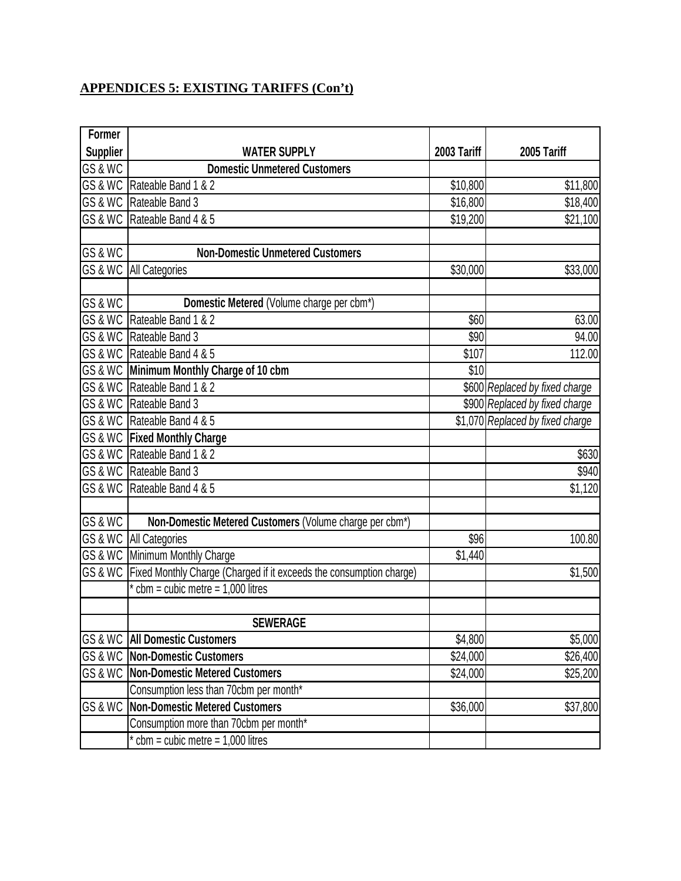## APPENDICES 5: EXISTING TARIFFS (Con't)

| Former Supplier | WATER SUPPLY | 2003 Tariff | 2005 Tariff |
|---|---|---|---|
| GS & WC | **Domestic Unmetered Customers** | | |
| GS & WC | Rateable Band 1 & 2 | $10,800 | $11,800 |
| GS & WC | Rateable Band 3 | $16,800 | $18,400 |
| GS & WC | Rateable Band 4 & 5 | $19,200 | $21,100 |
| | | | |
| GS & WC | **Non-Domestic Unmetered Customers** | | |
| GS & WC | All Categories | $30,000 | $33,000 |
| | | | |
| GS & WC | **Domestic Metered** (Volume charge per cbm*) | | |
| GS & WC | Rateable Band 1 & 2 | $60 | 63.00 |
| GS & WC | Rateable Band 3 | $90 | 94.00 |
| GS & WC | Rateable Band 4 & 5 | $107 | 112.00 |
| GS & WC | **Minimum Monthly Charge of 10 cbm** | $10 | |
| GS & WC | Rateable Band 1 & 2 | $600 | *Replaced by fixed charge* |
| GS & WC | Rateable Band 3 | $900 | *Replaced by fixed charge* |
| GS & WC | Rateable Band 4 & 5 | $1,070 | *Replaced by fixed charge* |
| GS & WC | **Fixed Monthly Charge** | | |
| GS & WC | Rateable Band 1 & 2 | | $630 |
| GS & WC | Rateable Band 3 | | $940 |
| GS & WC | Rateable Band 4 & 5 | | $1,120 |
| | | | |
| GS & WC | **Non-Domestic Metered Customers** (Volume charge per cbm*) | | |
| GS & WC | All Categories | $96 | 100.80 |
| GS & WC | Minimum Monthly Charge | $1,440 | |
| GS & WC | Fixed Monthly Charge (Charged if it exceeds the consumption charge) | | $1,500 |
| | * cbm = cubic metre = 1,000 litres | | |
| | | | |
| | **SEWERAGE** | | |
| GS & WC | **All Domestic Customers** | $4,800 | $5,000 |
| GS & WC | **Non-Domestic Customers** | $24,000 | $26,400 |
| GS & WC | **Non-Domestic Metered Customers** | $24,000 | $25,200 |
| | Consumption less than 70cbm per month* | | |
| GS & WC | **Non-Domestic Metered Customers** | $36,000 | $37,800 |
| | Consumption more than 70cbm per month* | | |
| | * cbm = cubic metre = 1,000 litres | | |